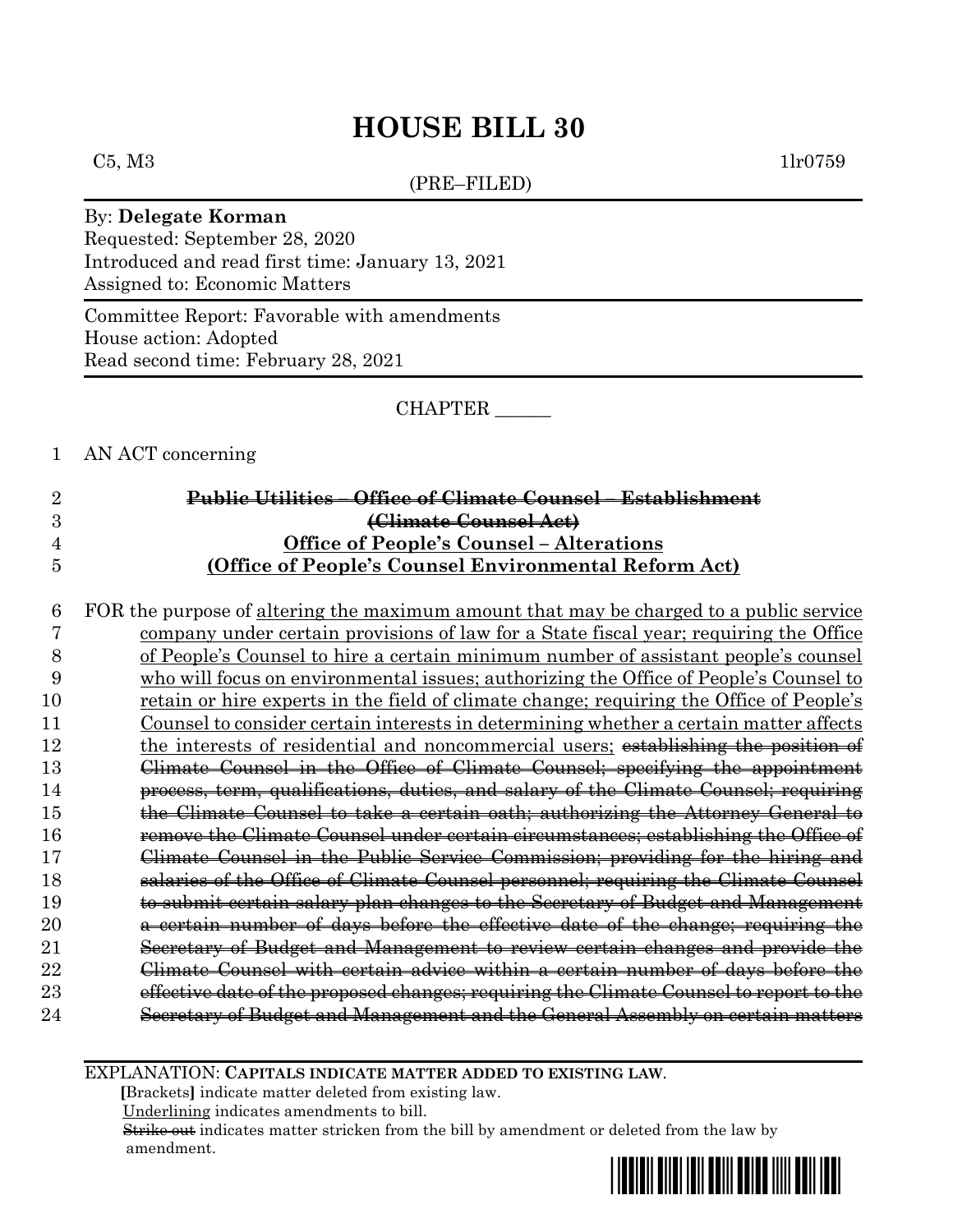# HOUSE BILL 30

C5, M3 1lr0759

(PRE–FILED)

By: **Delegate Korman**
Requested: September 28, 2020
Introduced and read first time: January 13, 2021
Assigned to: Economic Matters

Committee Report: Favorable with amendments
House action: Adopted
Read second time: February 28, 2021

CHAPTER ______

1 AN ACT concerning

2 ~~**Public Utilities – Office of Climate Counsel – Establishment**~~
3 ~~**(Climate Counsel Act)**~~
4 <u>**Office of People's Counsel – Alterations**</u>
5 <u>**(Office of People's Counsel Environmental Reform Act)**</u>

6 FOR the purpose of <u>altering the maximum amount that may be charged to a public service</u>
7 <u>company under certain provisions of law for a State fiscal year; requiring the Office</u>
8 <u>of People's Counsel to hire a certain minimum number of assistant people's counsel</u>
9 <u>who will focus on environmental issues; authorizing the Office of People's Counsel to</u>
10 <u>retain or hire experts in the field of climate change; requiring the Office of People's</u>
11 <u>Counsel to consider certain interests in determining whether a certain matter affects</u>
12 <u>the interests of residential and noncommercial users;</u> ~~establishing the position of~~
13 ~~Climate Counsel in the Office of Climate Counsel; specifying the appointment~~
14 ~~process, term, qualifications, duties, and salary of the Climate Counsel; requiring~~
15 ~~the Climate Counsel to take a certain oath; authorizing the Attorney General to~~
16 ~~remove the Climate Counsel under certain circumstances; establishing the Office of~~
17 ~~Climate Counsel in the Public Service Commission; providing for the hiring and~~
18 ~~salaries of the Office of Climate Counsel personnel; requiring the Climate Counsel~~
19 ~~to submit certain salary plan changes to the Secretary of Budget and Management~~
20 ~~a certain number of days before the effective date of the change; requiring the~~
21 ~~Secretary of Budget and Management to review certain changes and provide the~~
22 ~~Climate Counsel with certain advice within a certain number of days before the~~
23 ~~effective date of the proposed changes; requiring the Climate Counsel to report to the~~
24 ~~Secretary of Budget and Management and the General Assembly on certain matters~~

EXPLANATION: **CAPITALS INDICATE MATTER ADDED TO EXISTING LAW.**
**[**Brackets**]** indicate matter deleted from existing law.
<u>Underlining</u> indicates amendments to bill.
~~Strike out~~ indicates matter stricken from the bill by amendment or deleted from the law by amendment.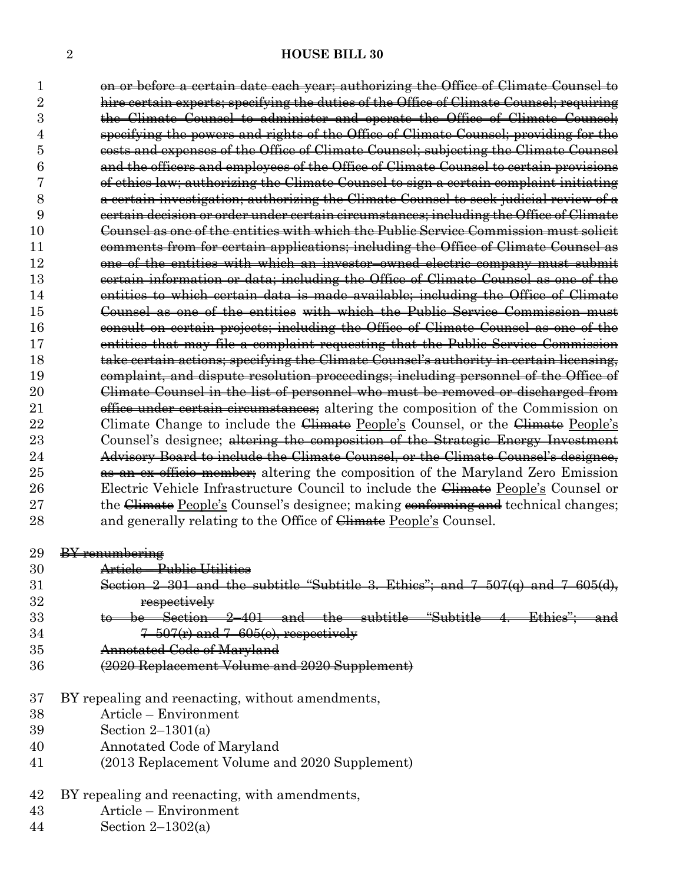~~on or before a certain date each year; authorizing the Office of Climate Counsel to hire certain experts; specifying the duties of the Office of Climate Counsel; requiring the Climate Counsel to administer and operate the Office of Climate Counsel; specifying the powers and rights of the Office of Climate Counsel; providing for the costs and expenses of the Office of Climate Counsel; subjecting the Climate Counsel and the officers and employees of the Office of Climate Counsel to certain provisions of ethics law; authorizing the Climate Counsel to sign a certain complaint initiating a certain investigation; authorizing the Climate Counsel to seek judicial review of a certain decision or order under certain circumstances; including the Office of Climate Counsel as one of the entities with which the Public Service Commission must solicit comments from for certain applications; including the Office of Climate Counsel as one of the entities with which an investor–owned electric company must submit certain information or data; including the Office of Climate Counsel as one of the entities to which certain data is made available; including the Office of Climate Counsel as one of the entities with which the Public Service Commission must consult on certain projects; including the Office of Climate Counsel as one of the entities that may file a complaint requesting that the Public Service Commission take certain actions; specifying the Climate Counsel's authority in certain licensing, complaint, and dispute resolution proceedings; including personnel of the Office of Climate Counsel in the list of personnel who must be removed or discharged from office under certain circumstances;~~ altering the composition of the Commission on Climate Change to include the ~~Climate~~ <u>People's</u> Counsel, or the ~~Climate~~ <u>People's</u> Counsel's designee; ~~altering the composition of the Strategic Energy Investment Advisory Board to include the Climate Counsel, or the Climate Counsel's designee, as an ex officio member;~~ altering the composition of the Maryland Zero Emission Electric Vehicle Infrastructure Council to include the ~~Climate~~ <u>People's</u> Counsel or the ~~Climate~~ <u>People's</u> Counsel's designee; making ~~conforming and~~ technical changes; and generally relating to the Office of ~~Climate~~ <u>People's</u> Counsel.

~~BY renumbering~~
~~Article – Public Utilities~~
~~Section 2–301 and the subtitle "Subtitle 3. Ethics"; and 7–507(q) and 7–605(d), respectively~~
~~to be Section 2–401 and the subtitle "Subtitle 4. Ethics"; and 7–507(r) and 7–605(e), respectively~~
~~Annotated Code of Maryland~~
~~(2020 Replacement Volume and 2020 Supplement)~~

BY repealing and reenacting, without amendments,
Article – Environment
Section 2–1301(a)
Annotated Code of Maryland
(2013 Replacement Volume and 2020 Supplement)

BY repealing and reenacting, with amendments,
Article – Environment
Section 2–1302(a)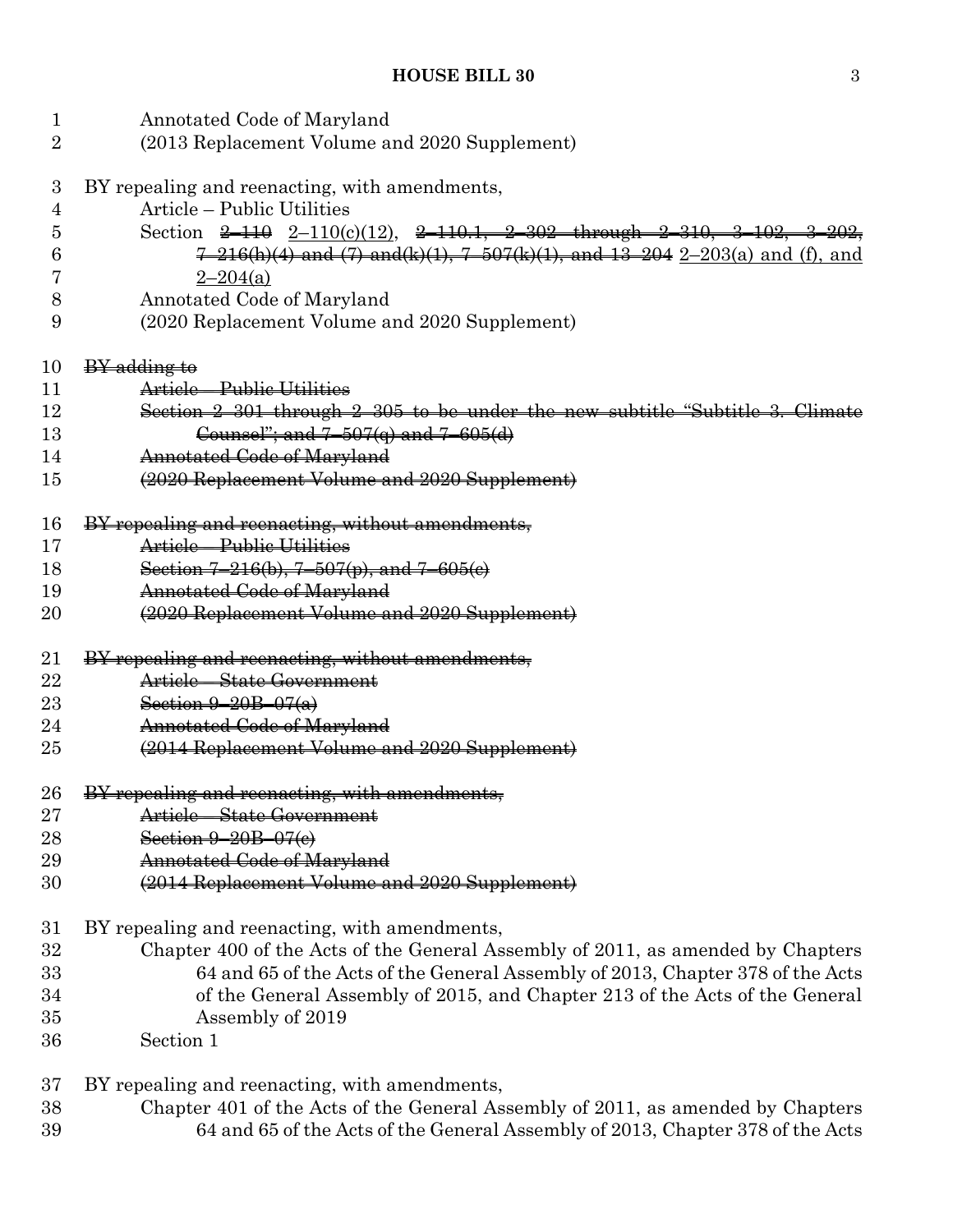Annotated Code of Maryland
(2013 Replacement Volume and 2020 Supplement)

BY repealing and reenacting, with amendments,
Article – Public Utilities
Section ~~2–110~~ 2–110(c)(12), ~~2–110.1, 2–302 through 2–310, 3–102, 3–202, 7–216(h)(4) and (7) and(k)(1), 7–507(k)(1), and 13–204~~ 2–203(a) and (f), and 2–204(a)
Annotated Code of Maryland
(2020 Replacement Volume and 2020 Supplement)

~~BY adding to~~
~~Article – Public Utilities~~
~~Section 2–301 through 2–305 to be under the new subtitle "Subtitle 3. Climate Counsel"; and 7–507(q) and 7–605(d)~~
~~Annotated Code of Maryland~~
~~(2020 Replacement Volume and 2020 Supplement)~~

~~BY repealing and reenacting, without amendments,~~
~~Article – Public Utilities~~
~~Section 7–216(b), 7–507(p), and 7–605(c)~~
~~Annotated Code of Maryland~~
~~(2020 Replacement Volume and 2020 Supplement)~~

~~BY repealing and reenacting, without amendments,~~
~~Article – State Government~~
~~Section 9–20B–07(a)~~
~~Annotated Code of Maryland~~
~~(2014 Replacement Volume and 2020 Supplement)~~

~~BY repealing and reenacting, with amendments,~~
~~Article – State Government~~
~~Section 9–20B–07(c)~~
~~Annotated Code of Maryland~~
~~(2014 Replacement Volume and 2020 Supplement)~~

BY repealing and reenacting, with amendments,
Chapter 400 of the Acts of the General Assembly of 2011, as amended by Chapters 64 and 65 of the Acts of the General Assembly of 2013, Chapter 378 of the Acts of the General Assembly of 2015, and Chapter 213 of the Acts of the General Assembly of 2019
Section 1

BY repealing and reenacting, with amendments,
Chapter 401 of the Acts of the General Assembly of 2011, as amended by Chapters 64 and 65 of the Acts of the General Assembly of 2013, Chapter 378 of the Acts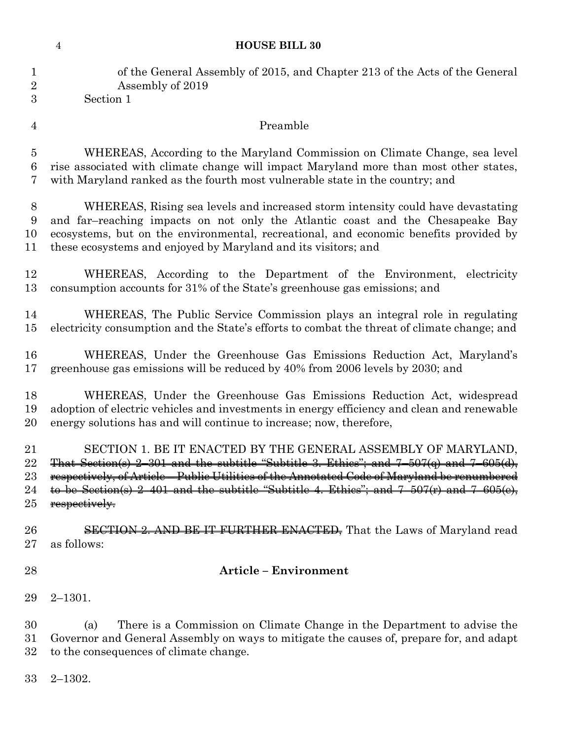of the General Assembly of 2015, and Chapter 213 of the Acts of the General Assembly of 2019

Section 1

Preamble

WHEREAS, According to the Maryland Commission on Climate Change, sea level rise associated with climate change will impact Maryland more than most other states, with Maryland ranked as the fourth most vulnerable state in the country; and

WHEREAS, Rising sea levels and increased storm intensity could have devastating and far–reaching impacts on not only the Atlantic coast and the Chesapeake Bay ecosystems, but on the environmental, recreational, and economic benefits provided by these ecosystems and enjoyed by Maryland and its visitors; and

WHEREAS, According to the Department of the Environment, electricity consumption accounts for 31% of the State's greenhouse gas emissions; and

WHEREAS, The Public Service Commission plays an integral role in regulating electricity consumption and the State's efforts to combat the threat of climate change; and

WHEREAS, Under the Greenhouse Gas Emissions Reduction Act, Maryland's greenhouse gas emissions will be reduced by 40% from 2006 levels by 2030; and

WHEREAS, Under the Greenhouse Gas Emissions Reduction Act, widespread adoption of electric vehicles and investments in energy efficiency and clean and renewable energy solutions has and will continue to increase; now, therefore,

SECTION 1. BE IT ENACTED BY THE GENERAL ASSEMBLY OF MARYLAND, ~~That Section(s) 2–301 and the subtitle "Subtitle 3. Ethics"; and 7–507(q) and 7–605(d), respectively, of Article – Public Utilities of the Annotated Code of Maryland be renumbered to be Section(s) 2–401 and the subtitle "Subtitle 4. Ethics"; and 7–507(r) and 7–605(e), respectively.~~

~~SECTION 2. AND BE IT FURTHER ENACTED,~~ That the Laws of Maryland read as follows:

**Article – Environment**

2–1301.

(a) There is a Commission on Climate Change in the Department to advise the Governor and General Assembly on ways to mitigate the causes of, prepare for, and adapt to the consequences of climate change.

2–1302.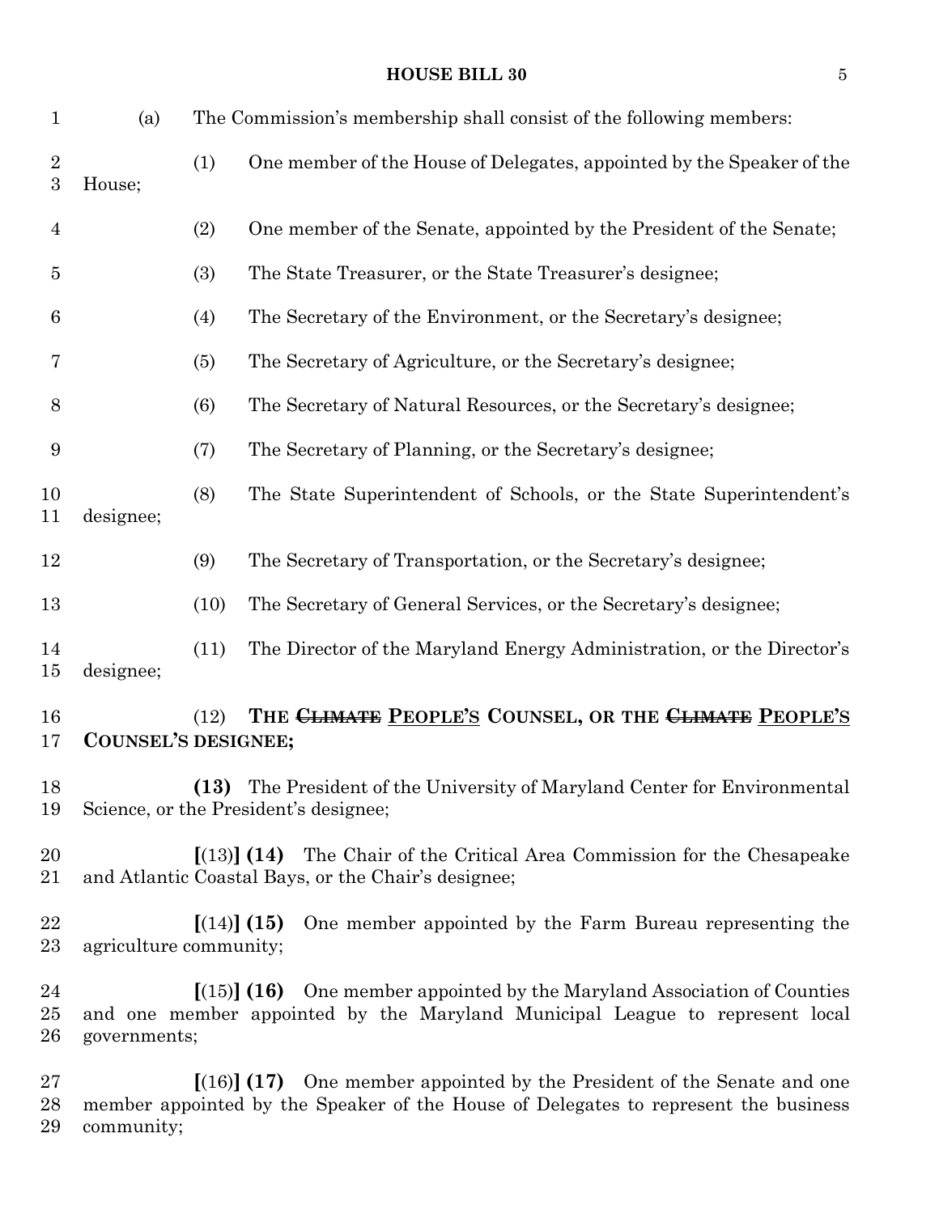(a) The Commission's membership shall consist of the following members:

(1) One member of the House of Delegates, appointed by the Speaker of the House;

(2) One member of the Senate, appointed by the President of the Senate;

(3) The State Treasurer, or the State Treasurer's designee;

(4) The Secretary of the Environment, or the Secretary's designee;

(5) The Secretary of Agriculture, or the Secretary's designee;

(6) The Secretary of Natural Resources, or the Secretary's designee;

(7) The Secretary of Planning, or the Secretary's designee;

(8) The State Superintendent of Schools, or the State Superintendent's designee;

(9) The Secretary of Transportation, or the Secretary's designee;

(10) The Secretary of General Services, or the Secretary's designee;

(11) The Director of the Maryland Energy Administration, or the Director's designee;

(12) **THE ~~CLIMATE~~ PEOPLE'S COUNSEL, OR THE ~~CLIMATE~~ PEOPLE'S COUNSEL'S DESIGNEE;**

**(13)** The President of the University of Maryland Center for Environmental Science, or the President's designee;

**[**(13)**] (14)** The Chair of the Critical Area Commission for the Chesapeake and Atlantic Coastal Bays, or the Chair's designee;

**[**(14)**] (15)** One member appointed by the Farm Bureau representing the agriculture community;

**[**(15)**] (16)** One member appointed by the Maryland Association of Counties and one member appointed by the Maryland Municipal League to represent local governments;

**[**(16)**] (17)** One member appointed by the President of the Senate and one member appointed by the Speaker of the House of Delegates to represent the business community;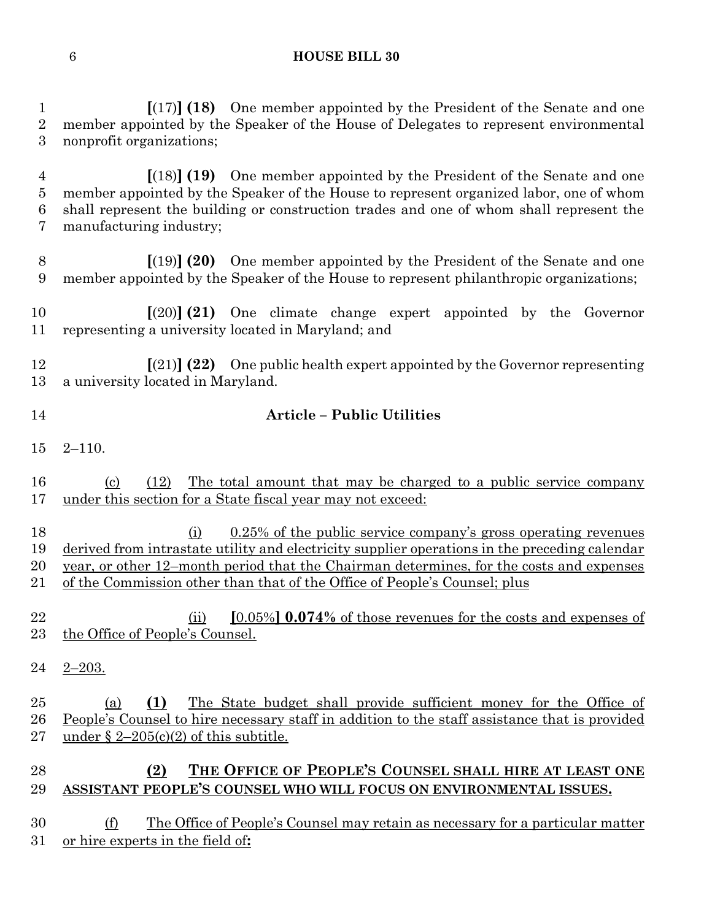**[**(17)**] (18)** One member appointed by the President of the Senate and one member appointed by the Speaker of the House of Delegates to represent environmental nonprofit organizations;

**[**(18)**] (19)** One member appointed by the President of the Senate and one member appointed by the Speaker of the House to represent organized labor, one of whom shall represent the building or construction trades and one of whom shall represent the manufacturing industry;

**[**(19)**] (20)** One member appointed by the President of the Senate and one member appointed by the Speaker of the House to represent philanthropic organizations;

**[**(20)**] (21)** One climate change expert appointed by the Governor representing a university located in Maryland; and

**[**(21)**] (22)** One public health expert appointed by the Governor representing a university located in Maryland.

**Article – Public Utilities**

2–110.

(c) (12) The total amount that may be charged to a public service company under this section for a State fiscal year may not exceed:

(i) 0.25% of the public service company's gross operating revenues derived from intrastate utility and electricity supplier operations in the preceding calendar year, or other 12–month period that the Chairman determines, for the costs and expenses of the Commission other than that of the Office of People's Counsel; plus

(ii) **[**0.05%**] 0.074%** of those revenues for the costs and expenses of the Office of People's Counsel.

2–203.

(a) **(1)** The State budget shall provide sufficient money for the Office of People's Counsel to hire necessary staff in addition to the staff assistance that is provided under § 2–205(c)(2) of this subtitle.

**(2) THE OFFICE OF PEOPLE'S COUNSEL SHALL HIRE AT LEAST ONE ASSISTANT PEOPLE'S COUNSEL WHO WILL FOCUS ON ENVIRONMENTAL ISSUES.**

(f) The Office of People's Counsel may retain as necessary for a particular matter or hire experts in the field of**:**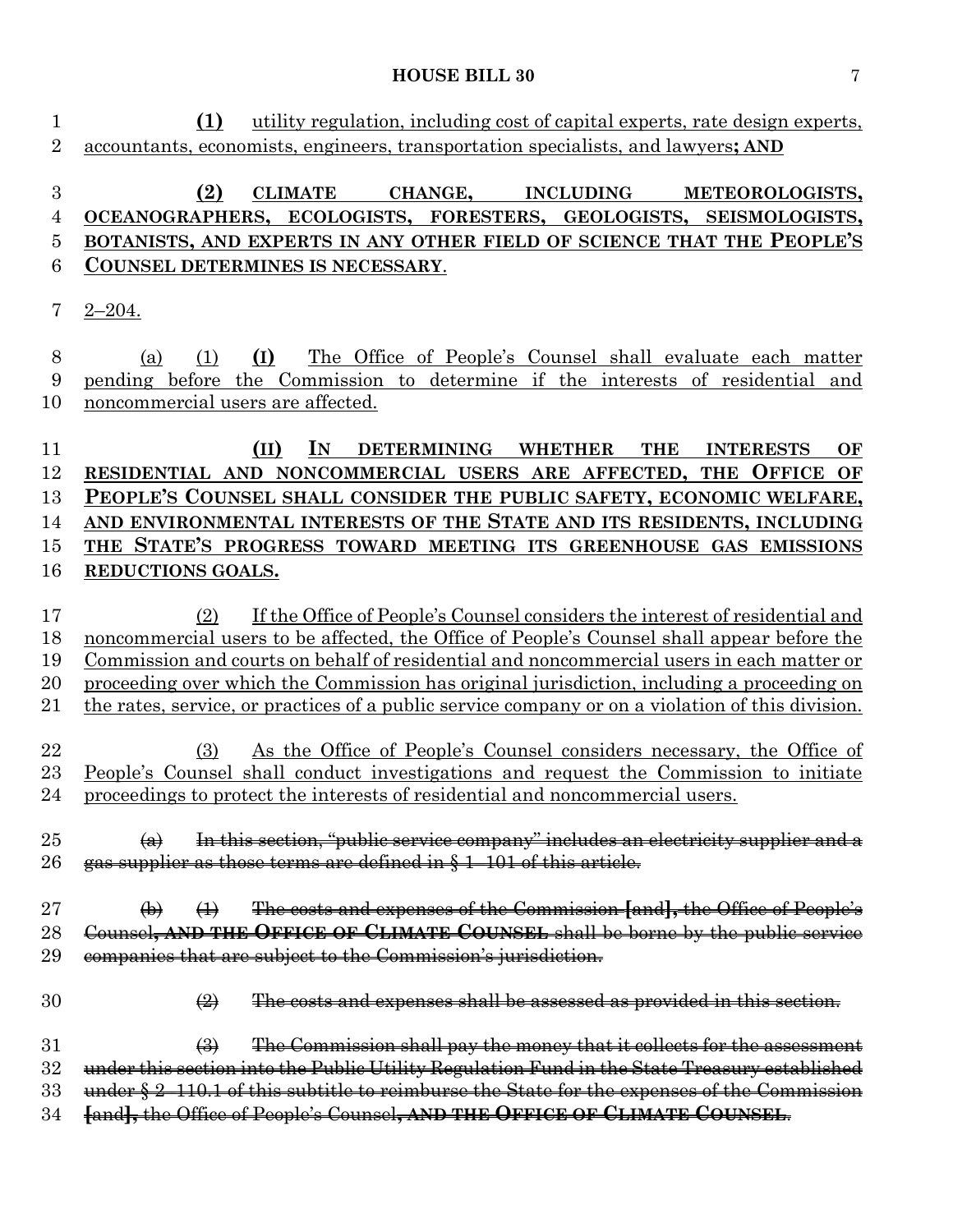**(1)** utility regulation, including cost of capital experts, rate design experts, accountants, economists, engineers, transportation specialists, and lawyers**; AND**

**(2) CLIMATE CHANGE, INCLUDING METEOROLOGISTS, OCEANOGRAPHERS, ECOLOGISTS, FORESTERS, GEOLOGISTS, SEISMOLOGISTS, BOTANISTS, AND EXPERTS IN ANY OTHER FIELD OF SCIENCE THAT THE PEOPLE'S COUNSEL DETERMINES IS NECESSARY**.

2–204.

(a) (1) **(I)** The Office of People's Counsel shall evaluate each matter pending before the Commission to determine if the interests of residential and noncommercial users are affected.

**(II) IN DETERMINING WHETHER THE INTERESTS OF RESIDENTIAL AND NONCOMMERCIAL USERS ARE AFFECTED, THE OFFICE OF PEOPLE'S COUNSEL SHALL CONSIDER THE PUBLIC SAFETY, ECONOMIC WELFARE, AND ENVIRONMENTAL INTERESTS OF THE STATE AND ITS RESIDENTS, INCLUDING THE STATE'S PROGRESS TOWARD MEETING ITS GREENHOUSE GAS EMISSIONS REDUCTIONS GOALS.**

(2) If the Office of People's Counsel considers the interest of residential and noncommercial users to be affected, the Office of People's Counsel shall appear before the Commission and courts on behalf of residential and noncommercial users in each matter or proceeding over which the Commission has original jurisdiction, including a proceeding on the rates, service, or practices of a public service company or on a violation of this division.

(3) As the Office of People's Counsel considers necessary, the Office of People's Counsel shall conduct investigations and request the Commission to initiate proceedings to protect the interests of residential and noncommercial users.

~~(a) In this section, "public service company" includes an electricity supplier and a gas supplier as those terms are defined in § 1–101 of this article.~~

~~(b) (1) The costs and expenses of the Commission **[**and**]**, the Office of People's Counsel**, AND THE OFFICE OF CLIMATE COUNSEL** shall be borne by the public service companies that are subject to the Commission's jurisdiction.~~

~~(2) The costs and expenses shall be assessed as provided in this section.~~

~~(3) The Commission shall pay the money that it collects for the assessment under this section into the Public Utility Regulation Fund in the State Treasury established under § 2–110.1 of this subtitle to reimburse the State for the expenses of the Commission **[**and**]**, the Office of People's Counsel**, AND THE OFFICE OF CLIMATE COUNSEL**.~~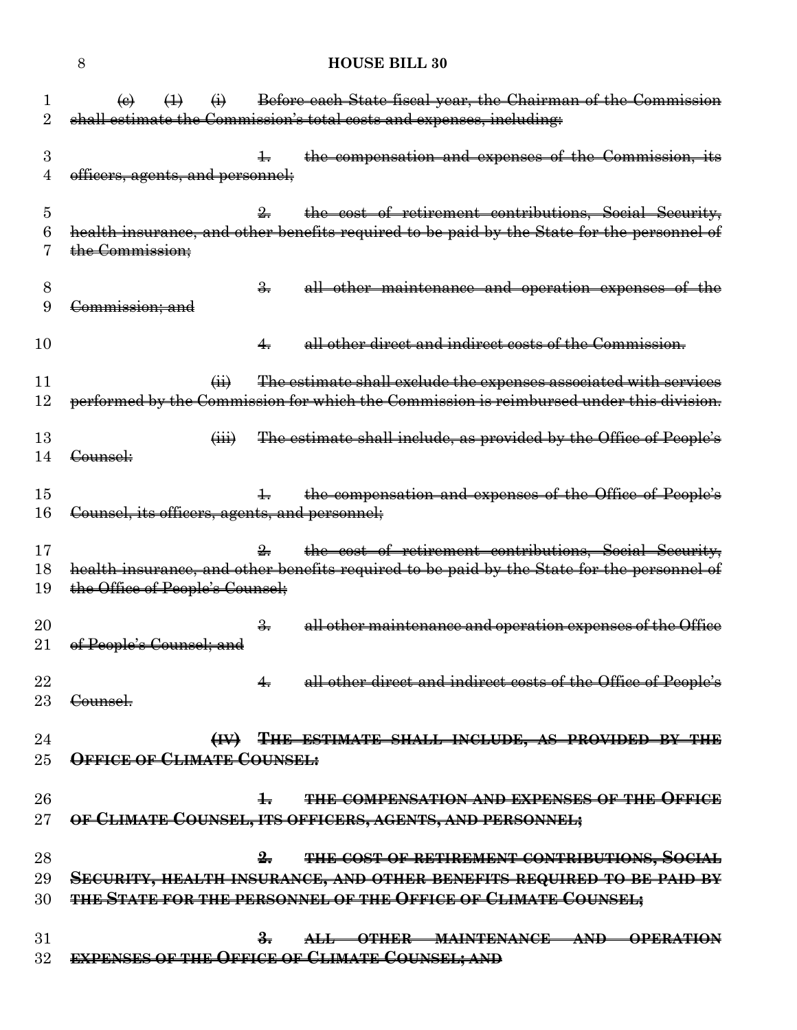~~(c) (1) (i) Before each State fiscal year, the Chairman of the Commission shall estimate the Commission's total costs and expenses, including:~~

~~1. the compensation and expenses of the Commission, its officers, agents, and personnel;~~

~~2. the cost of retirement contributions, Social Security, health insurance, and other benefits required to be paid by the State for the personnel of the Commission;~~

~~3. all other maintenance and operation expenses of the Commission; and~~

~~4. all other direct and indirect costs of the Commission.~~

~~(ii) The estimate shall exclude the expenses associated with services performed by the Commission for which the Commission is reimbursed under this division.~~

~~(iii) The estimate shall include, as provided by the Office of People's Counsel:~~

~~1. the compensation and expenses of the Office of People's Counsel, its officers, agents, and personnel;~~

~~2. the cost of retirement contributions, Social Security, health insurance, and other benefits required to be paid by the State for the personnel of the Office of People's Counsel;~~

~~3. all other maintenance and operation expenses of the Office of People's Counsel; and~~

~~4. all other direct and indirect costs of the Office of People's Counsel.~~

~~**(IV) THE ESTIMATE SHALL INCLUDE, AS PROVIDED BY THE OFFICE OF CLIMATE COUNSEL:**~~

~~**1. THE COMPENSATION AND EXPENSES OF THE OFFICE OF CLIMATE COUNSEL, ITS OFFICERS, AGENTS, AND PERSONNEL;**~~

~~**2. THE COST OF RETIREMENT CONTRIBUTIONS, SOCIAL SECURITY, HEALTH INSURANCE, AND OTHER BENEFITS REQUIRED TO BE PAID BY THE STATE FOR THE PERSONNEL OF THE OFFICE OF CLIMATE COUNSEL;**~~

~~**3. ALL OTHER MAINTENANCE AND OPERATION EXPENSES OF THE OFFICE OF CLIMATE COUNSEL; AND**~~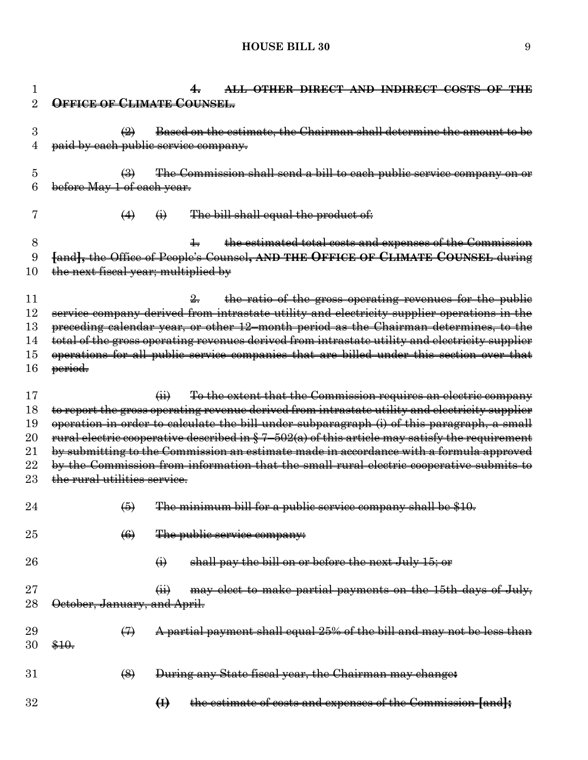4. ALL OTHER DIRECT AND INDIRECT COSTS OF THE OFFICE OF CLIMATE COUNSEL.

(2) Based on the estimate, the Chairman shall determine the amount to be paid by each public service company.

(3) The Commission shall send a bill to each public service company on or before May 1 of each year.

(4) (i) The bill shall equal the product of:

1. the estimated total costs and expenses of the Commission [and], the Office of People's Counsel, AND THE OFFICE OF CLIMATE COUNSEL during the next fiscal year; multiplied by

2. the ratio of the gross operating revenues for the public service company derived from intrastate utility and electricity supplier operations in the preceding calendar year, or other 12–month period as the Chairman determines, to the total of the gross operating revenues derived from intrastate utility and electricity supplier operations for all public service companies that are billed under this section over that period.

(ii) To the extent that the Commission requires an electric company to report the gross operating revenue derived from intrastate utility and electricity supplier operation in order to calculate the bill under subparagraph (i) of this paragraph, a small rural electric cooperative described in § 7–502(a) of this article may satisfy the requirement by submitting to the Commission an estimate made in accordance with a formula approved by the Commission from information that the small rural electric cooperative submits to the rural utilities service.

(5) The minimum bill for a public service company shall be $10.

(6) The public service company:

(i) shall pay the bill on or before the next July 15; or

(ii) may elect to make partial payments on the 15th days of July, October, January, and April.

(7) A partial payment shall equal 25% of the bill and may not be less than $10.

(8) During any State fiscal year, the Chairman may change:

(I) the estimate of costs and expenses of the Commission [and];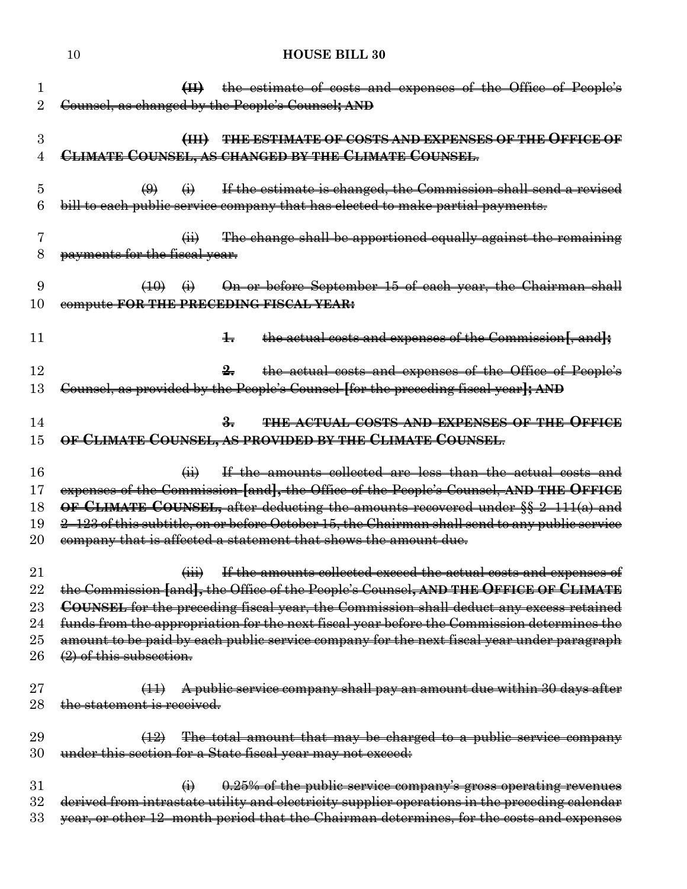(II) the estimate of costs and expenses of the Office of People's Counsel, as changed by the People's Counsel; AND

(III) THE ESTIMATE OF COSTS AND EXPENSES OF THE OFFICE OF CLIMATE COUNSEL, AS CHANGED BY THE CLIMATE COUNSEL.

(9) (i) If the estimate is changed, the Commission shall send a revised bill to each public service company that has elected to make partial payments.

(ii) The change shall be apportioned equally against the remaining payments for the fiscal year.

(10) (i) On or before September 15 of each year, the Chairman shall compute FOR THE PRECEDING FISCAL YEAR:

1. the actual costs and expenses of the Commission[, and];

2. the actual costs and expenses of the Office of People's Counsel, as provided by the People's Counsel [for the preceding fiscal year]; AND

3. THE ACTUAL COSTS AND EXPENSES OF THE OFFICE OF CLIMATE COUNSEL, AS PROVIDED BY THE CLIMATE COUNSEL.

(ii) If the amounts collected are less than the actual costs and expenses of the Commission [and], the Office of the People's Counsel, AND THE OFFICE OF CLIMATE COUNSEL, after deducting the amounts recovered under §§ 2–111(a) and 2–123 of this subtitle, on or before October 15, the Chairman shall send to any public service company that is affected a statement that shows the amount due.

(iii) If the amounts collected exceed the actual costs and expenses of the Commission [and], the Office of the People's Counsel, AND THE OFFICE OF CLIMATE COUNSEL for the preceding fiscal year, the Commission shall deduct any excess retained funds from the appropriation for the next fiscal year before the Commission determines the amount to be paid by each public service company for the next fiscal year under paragraph (2) of this subsection.

(11) A public service company shall pay an amount due within 30 days after the statement is received.

(12) The total amount that may be charged to a public service company under this section for a State fiscal year may not exceed:

(i) 0.25% of the public service company's gross operating revenues derived from intrastate utility and electricity supplier operations in the preceding calendar year, or other 12–month period that the Chairman determines, for the costs and expenses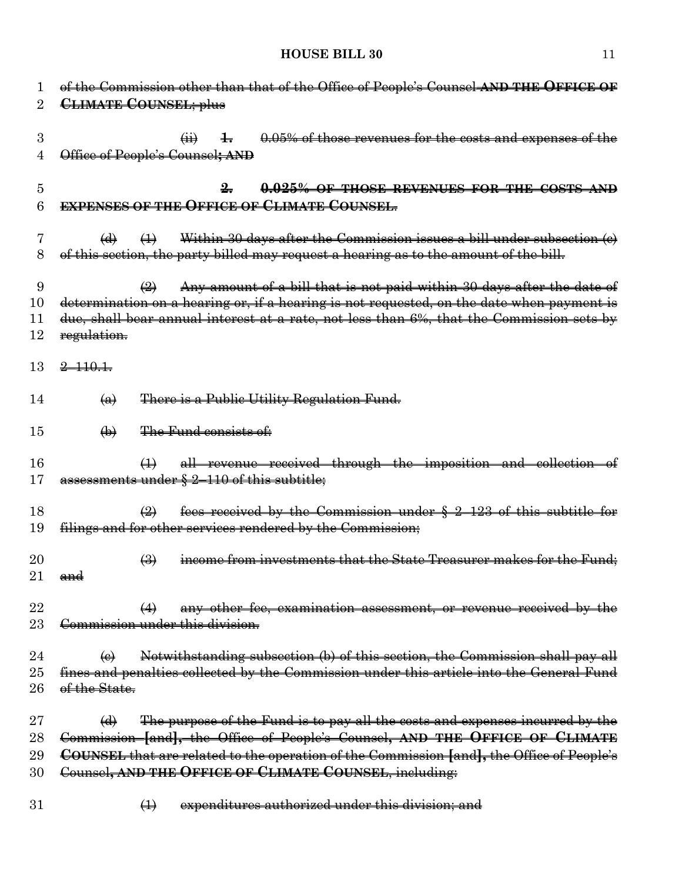~~of the Commission other than that of the Office of People's Counsel **AND THE OFFICE OF CLIMATE COUNSEL**; plus~~

~~(ii) **1.** 0.05% of those revenues for the costs and expenses of the Office of People's Counsel**; AND**~~

~~**2. 0.025% OF THOSE REVENUES FOR THE COSTS AND EXPENSES OF THE OFFICE OF CLIMATE COUNSEL.**~~

~~(d) (1) Within 30 days after the Commission issues a bill under subsection (c) of this section, the party billed may request a hearing as to the amount of the bill.~~

~~(2) Any amount of a bill that is not paid within 30 days after the date of determination on a hearing or, if a hearing is not requested, on the date when payment is due, shall bear annual interest at a rate, not less than 6%, that the Commission sets by regulation.~~

~~2–110.1.~~

~~(a) There is a Public Utility Regulation Fund.~~

~~(b) The Fund consists of:~~

~~(1) all revenue received through the imposition and collection of assessments under § 2–110 of this subtitle;~~

~~(2) fees received by the Commission under § 2–123 of this subtitle for filings and for other services rendered by the Commission;~~

~~(3) income from investments that the State Treasurer makes for the Fund; and~~

~~(4) any other fee, examination assessment, or revenue received by the Commission under this division.~~

~~(c) Notwithstanding subsection (b) of this section, the Commission shall pay all fines and penalties collected by the Commission under this article into the General Fund of the State.~~

~~(d) The purpose of the Fund is to pay all the costs and expenses incurred by the Commission [and]**,** the Office of People's Counsel**, AND THE OFFICE OF CLIMATE COUNSEL** that are related to the operation of the Commission [and]**,** the Office of People's Counsel**, AND THE OFFICE OF CLIMATE COUNSEL**, including:~~

~~(1) expenditures authorized under this division; and~~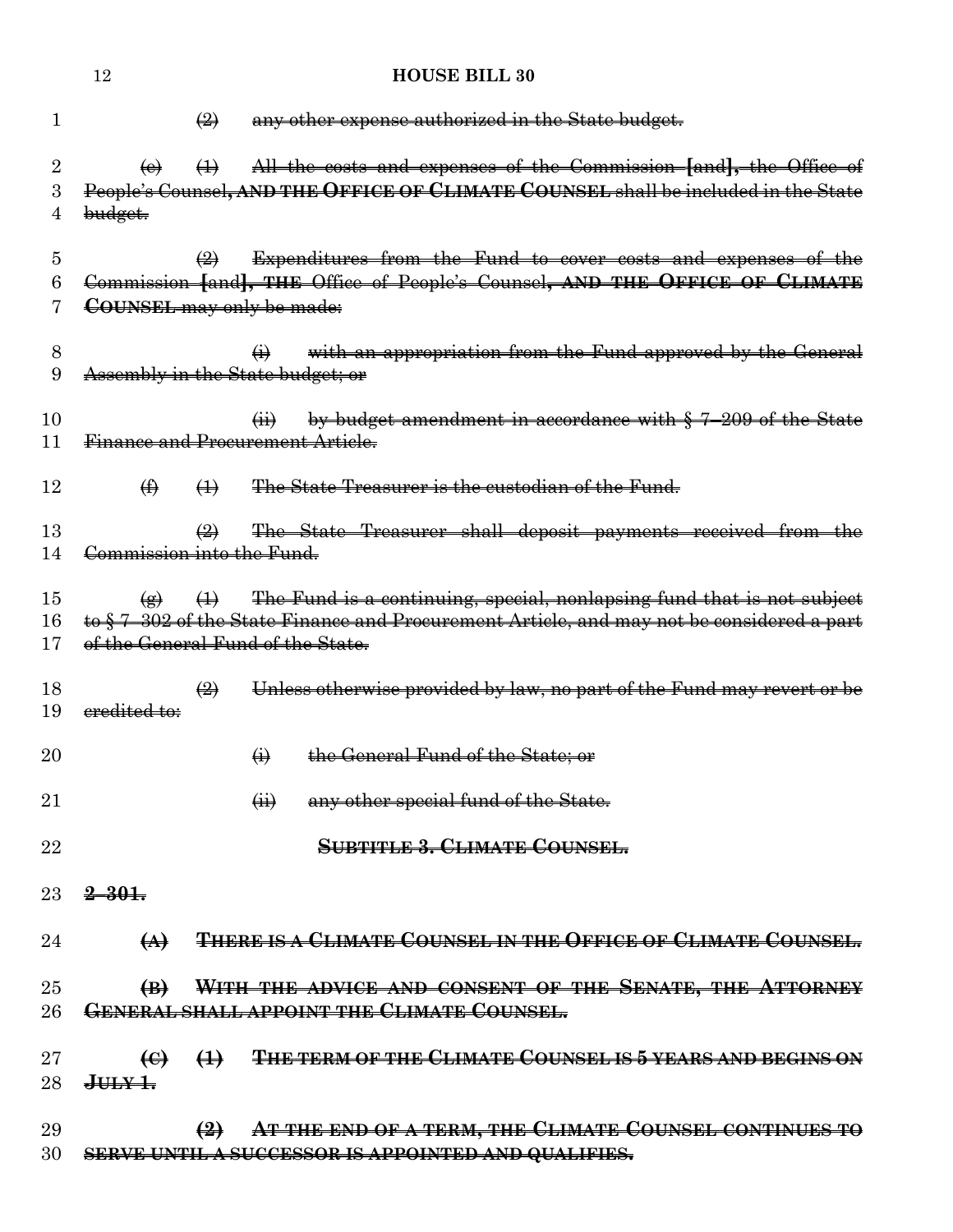(2) any other expense authorized in the State budget.

(e) (1) All the costs and expenses of the Commission [and], the Office of People's Counsel, AND THE OFFICE OF CLIMATE COUNSEL shall be included in the State budget.

(2) Expenditures from the Fund to cover costs and expenses of the Commission [and], THE Office of People's Counsel, AND THE OFFICE OF CLIMATE COUNSEL may only be made:

(i) with an appropriation from the Fund approved by the General Assembly in the State budget; or

(ii) by budget amendment in accordance with § 7–209 of the State Finance and Procurement Article.

(f) (1) The State Treasurer is the custodian of the Fund.

(2) The State Treasurer shall deposit payments received from the Commission into the Fund.

(g) (1) The Fund is a continuing, special, nonlapsing fund that is not subject to § 7–302 of the State Finance and Procurement Article, and may not be considered a part of the General Fund of the State.

(2) Unless otherwise provided by law, no part of the Fund may revert or be credited to:

(i) the General Fund of the State; or

(ii) any other special fund of the State.

**SUBTITLE 3. CLIMATE COUNSEL.**

**2–301.**

**(A) THERE IS A CLIMATE COUNSEL IN THE OFFICE OF CLIMATE COUNSEL.**

**(B) WITH THE ADVICE AND CONSENT OF THE SENATE, THE ATTORNEY GENERAL SHALL APPOINT THE CLIMATE COUNSEL.**

**(C) (1) THE TERM OF THE CLIMATE COUNSEL IS 5 YEARS AND BEGINS ON JULY 1.**

**(2) AT THE END OF A TERM, THE CLIMATE COUNSEL CONTINUES TO SERVE UNTIL A SUCCESSOR IS APPOINTED AND QUALIFIES.**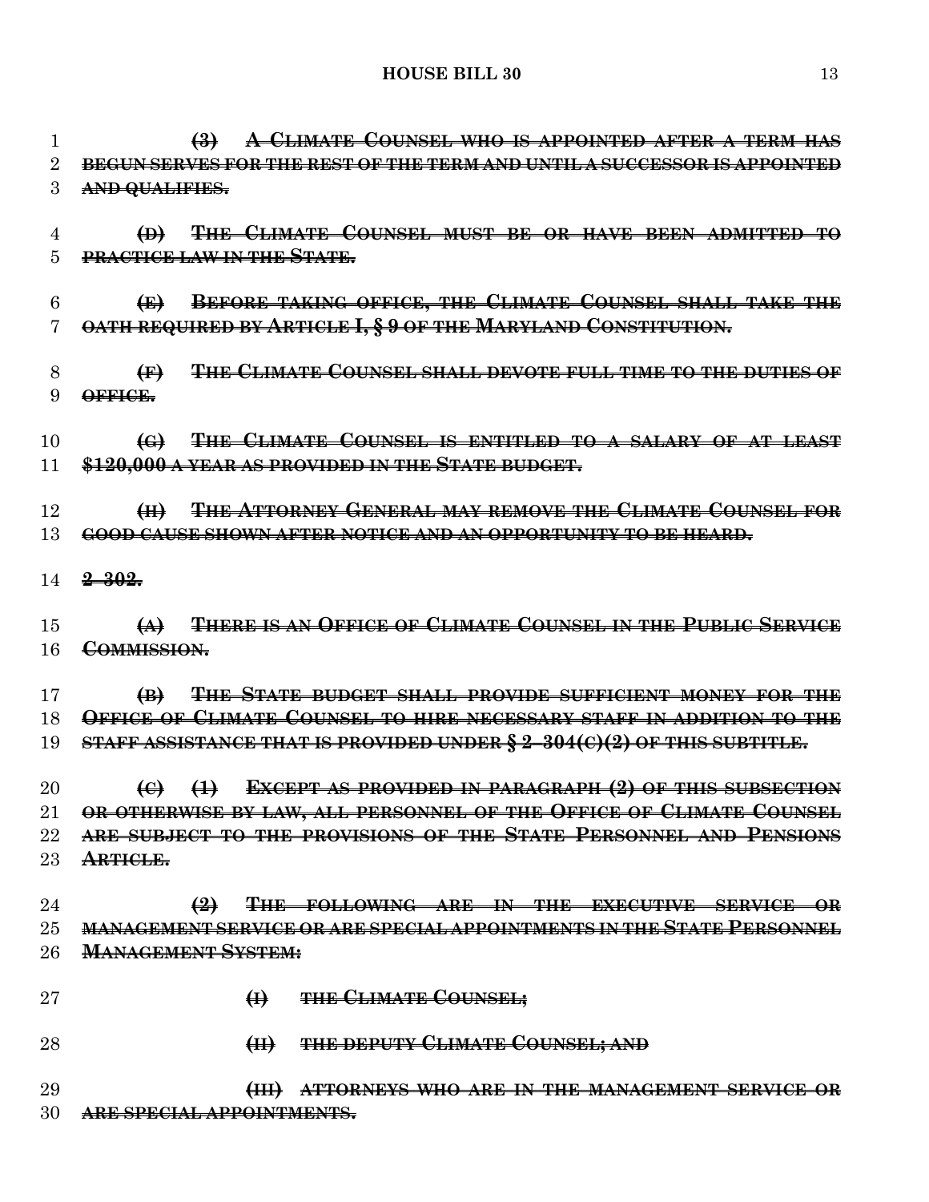~~**(3) A CLIMATE COUNSEL WHO IS APPOINTED AFTER A TERM HAS BEGUN SERVES FOR THE REST OF THE TERM AND UNTIL A SUCCESSOR IS APPOINTED AND QUALIFIES.**~~

~~**(D) THE CLIMATE COUNSEL MUST BE OR HAVE BEEN ADMITTED TO PRACTICE LAW IN THE STATE.**~~

~~**(E) BEFORE TAKING OFFICE, THE CLIMATE COUNSEL SHALL TAKE THE OATH REQUIRED BY ARTICLE I, § 9 OF THE MARYLAND CONSTITUTION.**~~

~~**(F) THE CLIMATE COUNSEL SHALL DEVOTE FULL TIME TO THE DUTIES OF OFFICE.**~~

~~**(G) THE CLIMATE COUNSEL IS ENTITLED TO A SALARY OF AT LEAST $120,000 A YEAR AS PROVIDED IN THE STATE BUDGET.**~~

~~**(H) THE ATTORNEY GENERAL MAY REMOVE THE CLIMATE COUNSEL FOR GOOD CAUSE SHOWN AFTER NOTICE AND AN OPPORTUNITY TO BE HEARD.**~~

~~**2–302.**~~

~~**(A) THERE IS AN OFFICE OF CLIMATE COUNSEL IN THE PUBLIC SERVICE COMMISSION.**~~

~~**(B) THE STATE BUDGET SHALL PROVIDE SUFFICIENT MONEY FOR THE OFFICE OF CLIMATE COUNSEL TO HIRE NECESSARY STAFF IN ADDITION TO THE STAFF ASSISTANCE THAT IS PROVIDED UNDER § 2–304(C)(2) OF THIS SUBTITLE.**~~

~~**(C) (1) EXCEPT AS PROVIDED IN PARAGRAPH (2) OF THIS SUBSECTION OR OTHERWISE BY LAW, ALL PERSONNEL OF THE OFFICE OF CLIMATE COUNSEL ARE SUBJECT TO THE PROVISIONS OF THE STATE PERSONNEL AND PENSIONS ARTICLE.**~~

~~**(2) THE FOLLOWING ARE IN THE EXECUTIVE SERVICE OR MANAGEMENT SERVICE OR ARE SPECIAL APPOINTMENTS IN THE STATE PERSONNEL MANAGEMENT SYSTEM:**~~

~~**(I) THE CLIMATE COUNSEL;**~~

~~**(II) THE DEPUTY CLIMATE COUNSEL; AND**~~

~~**(III) ATTORNEYS WHO ARE IN THE MANAGEMENT SERVICE OR ARE SPECIAL APPOINTMENTS.**~~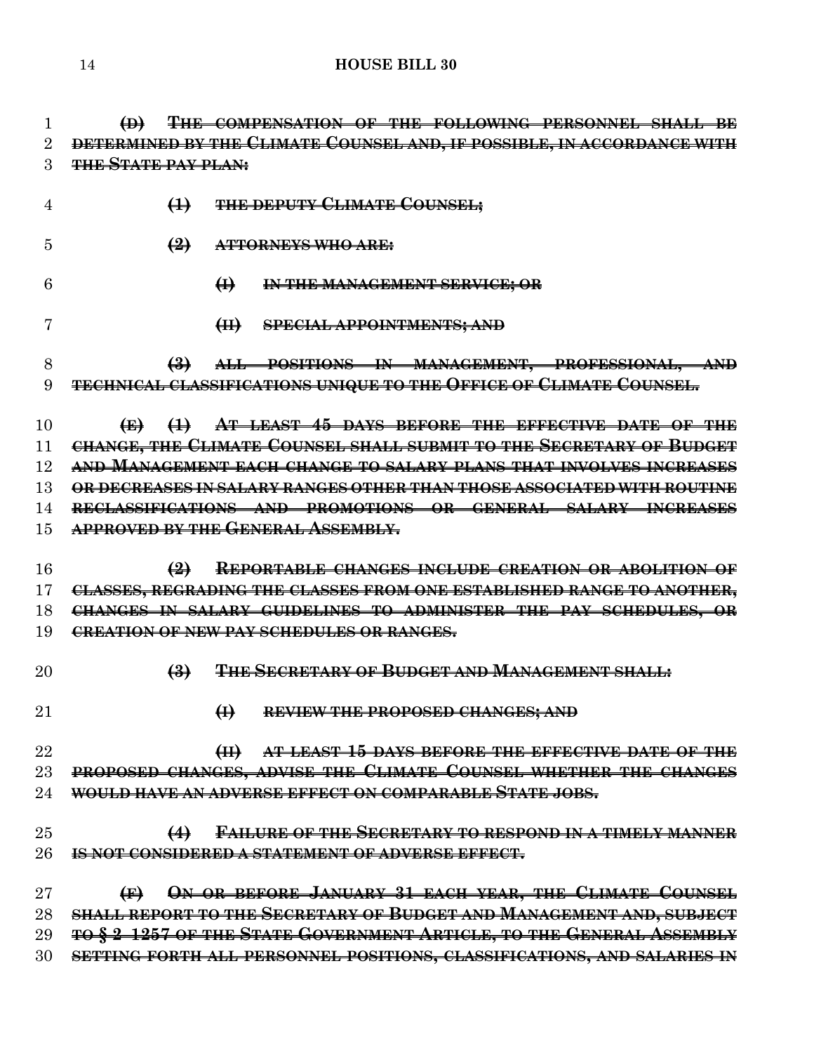~~**(D) THE COMPENSATION OF THE FOLLOWING PERSONNEL SHALL BE DETERMINED BY THE CLIMATE COUNSEL AND, IF POSSIBLE, IN ACCORDANCE WITH THE STATE PAY PLAN:**~~

~~**(1) THE DEPUTY CLIMATE COUNSEL;**~~

~~**(2) ATTORNEYS WHO ARE:**~~

~~**(I) IN THE MANAGEMENT SERVICE; OR**~~

~~**(II) SPECIAL APPOINTMENTS; AND**~~

~~**(3) ALL POSITIONS IN MANAGEMENT, PROFESSIONAL, AND TECHNICAL CLASSIFICATIONS UNIQUE TO THE OFFICE OF CLIMATE COUNSEL.**~~

~~**(E) (1) AT LEAST 45 DAYS BEFORE THE EFFECTIVE DATE OF THE CHANGE, THE CLIMATE COUNSEL SHALL SUBMIT TO THE SECRETARY OF BUDGET AND MANAGEMENT EACH CHANGE TO SALARY PLANS THAT INVOLVES INCREASES OR DECREASES IN SALARY RANGES OTHER THAN THOSE ASSOCIATED WITH ROUTINE RECLASSIFICATIONS AND PROMOTIONS OR GENERAL SALARY INCREASES APPROVED BY THE GENERAL ASSEMBLY.**~~

~~**(2) REPORTABLE CHANGES INCLUDE CREATION OR ABOLITION OF CLASSES, REGRADING THE CLASSES FROM ONE ESTABLISHED RANGE TO ANOTHER, CHANGES IN SALARY GUIDELINES TO ADMINISTER THE PAY SCHEDULES, OR CREATION OF NEW PAY SCHEDULES OR RANGES.**~~

~~**(3) THE SECRETARY OF BUDGET AND MANAGEMENT SHALL:**~~

~~**(I) REVIEW THE PROPOSED CHANGES; AND**~~

~~**(II) AT LEAST 15 DAYS BEFORE THE EFFECTIVE DATE OF THE PROPOSED CHANGES, ADVISE THE CLIMATE COUNSEL WHETHER THE CHANGES WOULD HAVE AN ADVERSE EFFECT ON COMPARABLE STATE JOBS.**~~

~~**(4) FAILURE OF THE SECRETARY TO RESPOND IN A TIMELY MANNER IS NOT CONSIDERED A STATEMENT OF ADVERSE EFFECT.**~~

~~**(F) ON OR BEFORE JANUARY 31 EACH YEAR, THE CLIMATE COUNSEL SHALL REPORT TO THE SECRETARY OF BUDGET AND MANAGEMENT AND, SUBJECT TO § 2–1257 OF THE STATE GOVERNMENT ARTICLE, TO THE GENERAL ASSEMBLY SETTING FORTH ALL PERSONNEL POSITIONS, CLASSIFICATIONS, AND SALARIES IN**~~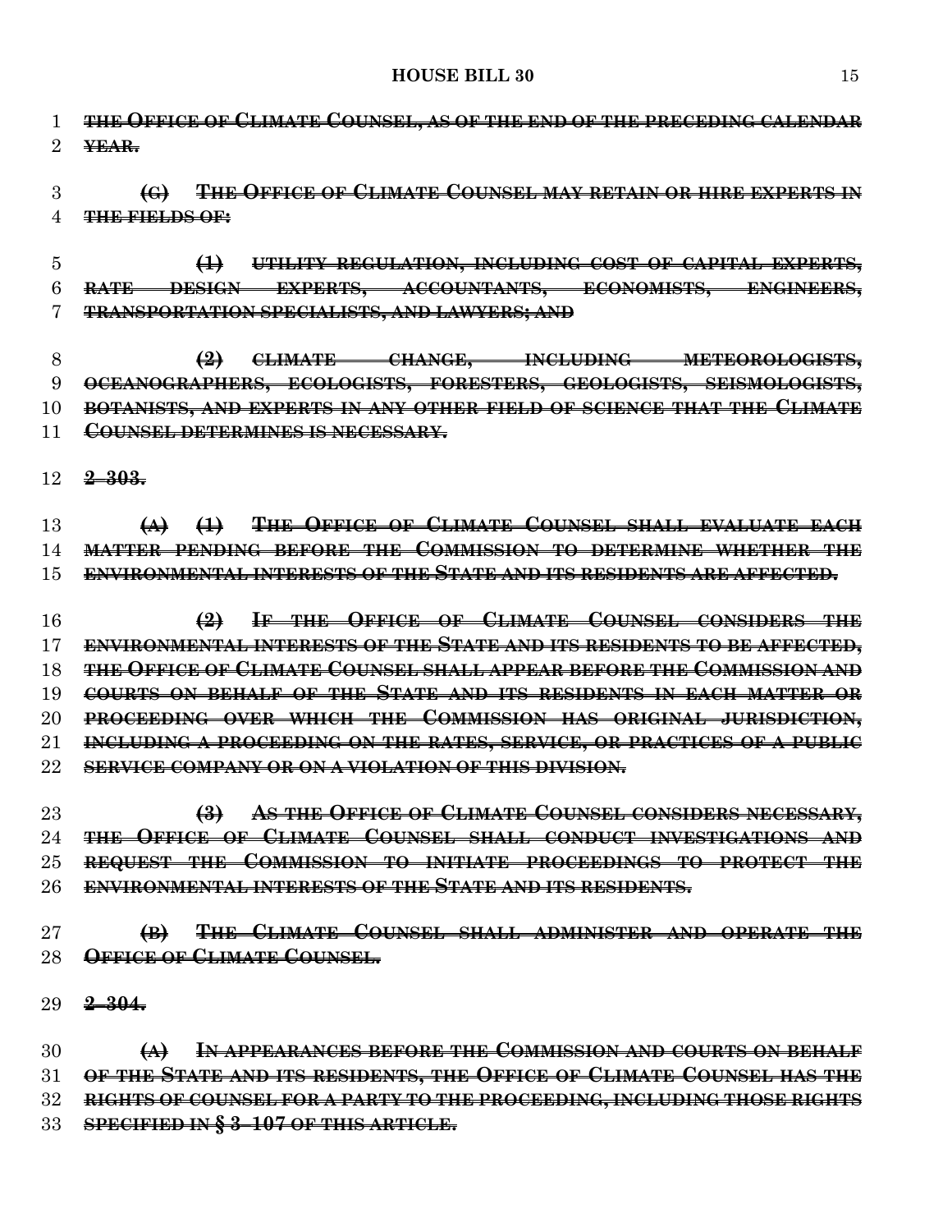~~THE OFFICE OF CLIMATE COUNSEL, AS OF THE END OF THE PRECEDING CALENDAR YEAR.~~

~~(G) THE OFFICE OF CLIMATE COUNSEL MAY RETAIN OR HIRE EXPERTS IN THE FIELDS OF:~~

~~(1) UTILITY REGULATION, INCLUDING COST OF CAPITAL EXPERTS, RATE DESIGN EXPERTS, ACCOUNTANTS, ECONOMISTS, ENGINEERS, TRANSPORTATION SPECIALISTS, AND LAWYERS; AND~~

~~(2) CLIMATE CHANGE, INCLUDING METEOROLOGISTS, OCEANOGRAPHERS, ECOLOGISTS, FORESTERS, GEOLOGISTS, SEISMOLOGISTS, BOTANISTS, AND EXPERTS IN ANY OTHER FIELD OF SCIENCE THAT THE CLIMATE COUNSEL DETERMINES IS NECESSARY.~~

~~2–303.~~

~~(A) (1) THE OFFICE OF CLIMATE COUNSEL SHALL EVALUATE EACH MATTER PENDING BEFORE THE COMMISSION TO DETERMINE WHETHER THE ENVIRONMENTAL INTERESTS OF THE STATE AND ITS RESIDENTS ARE AFFECTED.~~

~~(2) IF THE OFFICE OF CLIMATE COUNSEL CONSIDERS THE ENVIRONMENTAL INTERESTS OF THE STATE AND ITS RESIDENTS TO BE AFFECTED, THE OFFICE OF CLIMATE COUNSEL SHALL APPEAR BEFORE THE COMMISSION AND COURTS ON BEHALF OF THE STATE AND ITS RESIDENTS IN EACH MATTER OR PROCEEDING OVER WHICH THE COMMISSION HAS ORIGINAL JURISDICTION, INCLUDING A PROCEEDING ON THE RATES, SERVICE, OR PRACTICES OF A PUBLIC SERVICE COMPANY OR ON A VIOLATION OF THIS DIVISION.~~

~~(3) AS THE OFFICE OF CLIMATE COUNSEL CONSIDERS NECESSARY, THE OFFICE OF CLIMATE COUNSEL SHALL CONDUCT INVESTIGATIONS AND REQUEST THE COMMISSION TO INITIATE PROCEEDINGS TO PROTECT THE ENVIRONMENTAL INTERESTS OF THE STATE AND ITS RESIDENTS.~~

~~(B) THE CLIMATE COUNSEL SHALL ADMINISTER AND OPERATE THE OFFICE OF CLIMATE COUNSEL.~~

~~2–304.~~

~~(A) IN APPEARANCES BEFORE THE COMMISSION AND COURTS ON BEHALF OF THE STATE AND ITS RESIDENTS, THE OFFICE OF CLIMATE COUNSEL HAS THE RIGHTS OF COUNSEL FOR A PARTY TO THE PROCEEDING, INCLUDING THOSE RIGHTS SPECIFIED IN § 3–107 OF THIS ARTICLE.~~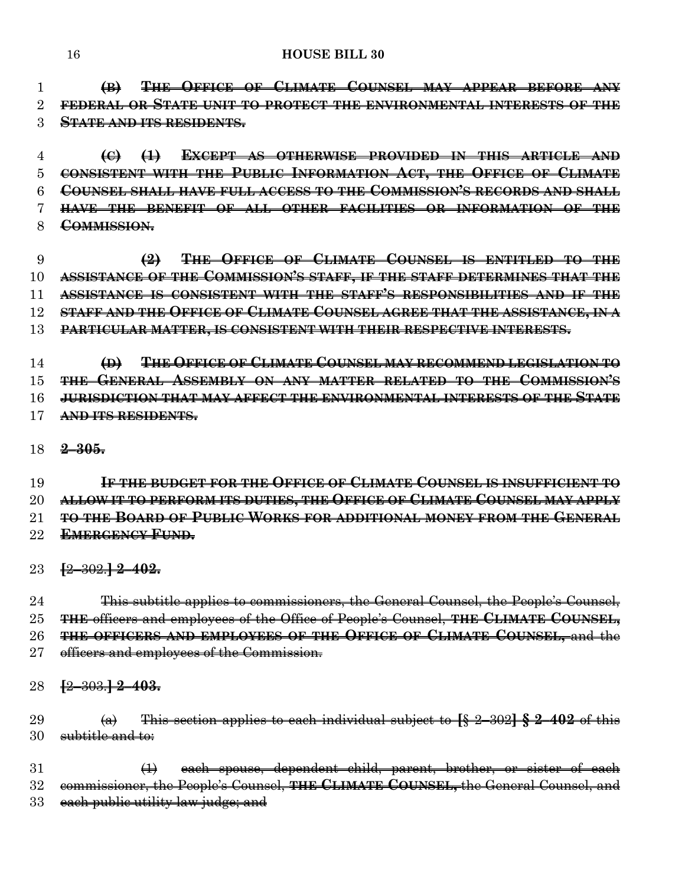**(B) THE OFFICE OF CLIMATE COUNSEL MAY APPEAR BEFORE ANY FEDERAL OR STATE UNIT TO PROTECT THE ENVIRONMENTAL INTERESTS OF THE STATE AND ITS RESIDENTS.**

**(C) (1) EXCEPT AS OTHERWISE PROVIDED IN THIS ARTICLE AND CONSISTENT WITH THE PUBLIC INFORMATION ACT, THE OFFICE OF CLIMATE COUNSEL SHALL HAVE FULL ACCESS TO THE COMMISSION'S RECORDS AND SHALL HAVE THE BENEFIT OF ALL OTHER FACILITIES OR INFORMATION OF THE COMMISSION.**

**(2) THE OFFICE OF CLIMATE COUNSEL IS ENTITLED TO THE ASSISTANCE OF THE COMMISSION'S STAFF, IF THE STAFF DETERMINES THAT THE ASSISTANCE IS CONSISTENT WITH THE STAFF'S RESPONSIBILITIES AND IF THE STAFF AND THE OFFICE OF CLIMATE COUNSEL AGREE THAT THE ASSISTANCE, IN A PARTICULAR MATTER, IS CONSISTENT WITH THEIR RESPECTIVE INTERESTS.**

**(D) THE OFFICE OF CLIMATE COUNSEL MAY RECOMMEND LEGISLATION TO THE GENERAL ASSEMBLY ON ANY MATTER RELATED TO THE COMMISSION'S JURISDICTION THAT MAY AFFECT THE ENVIRONMENTAL INTERESTS OF THE STATE AND ITS RESIDENTS.**

**2–305.**

**IF THE BUDGET FOR THE OFFICE OF CLIMATE COUNSEL IS INSUFFICIENT TO ALLOW IT TO PERFORM ITS DUTIES, THE OFFICE OF CLIMATE COUNSEL MAY APPLY TO THE BOARD OF PUBLIC WORKS FOR ADDITIONAL MONEY FROM THE GENERAL EMERGENCY FUND.**

[2–302.] **2–402.**

This subtitle applies to commissioners, the General Counsel, the People's Counsel, **THE** officers and employees of the Office of People's Counsel, **THE CLIMATE COUNSEL, THE OFFICERS AND EMPLOYEES OF THE OFFICE OF CLIMATE COUNSEL,** and the officers and employees of the Commission.

[2–303.] **2–403.**

(a) This section applies to each individual subject to [§ 2–302] **§ 2–402** of this subtitle and to:

(1) each spouse, dependent child, parent, brother, or sister of each commissioner, the People's Counsel, **THE CLIMATE COUNSEL,** the General Counsel, and each public utility law judge; and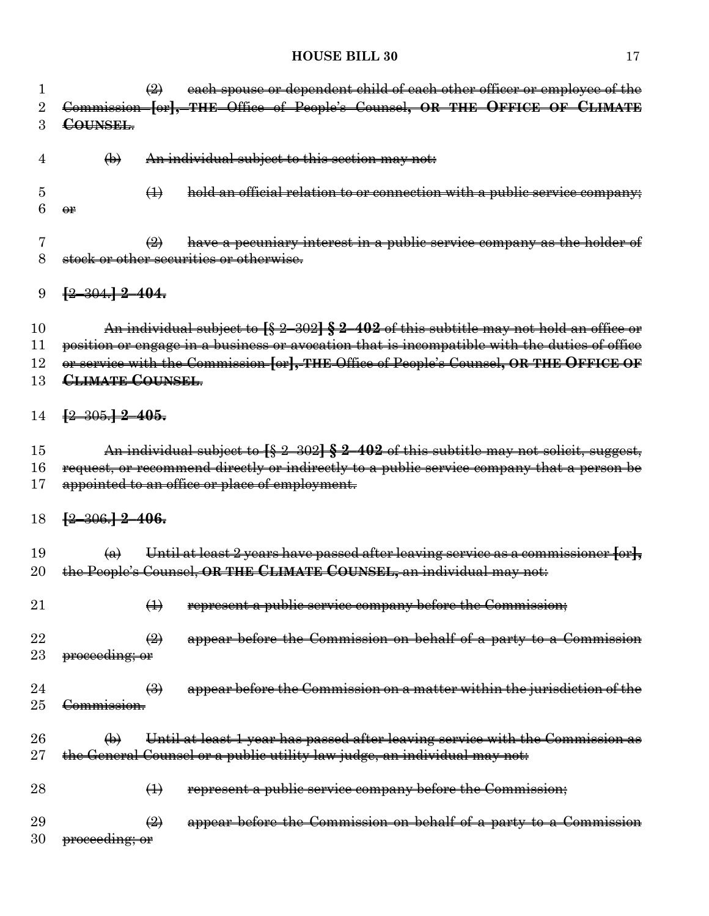(2) each spouse or dependent child of each other officer or employee of the Commission **[**or**]**, **THE** Office of People's Counsel, **OR THE OFFICE OF CLIMATE COUNSEL**.

(b) An individual subject to this section may not:

(1) hold an official relation to or connection with a public service company; or

(2) have a pecuniary interest in a public service company as the holder of stock or other securities or otherwise.

**[**2–304.**] 2–404.**

An individual subject to **[**§ 2–302**] § 2–402** of this subtitle may not hold an office or position or engage in a business or avocation that is incompatible with the duties of office or service with the Commission **[**or**]**, **THE** Office of People's Counsel, **OR THE OFFICE OF CLIMATE COUNSEL**.

**[**2–305.**] 2–405.**

An individual subject to **[**§ 2–302**] § 2–402** of this subtitle may not solicit, suggest, request, or recommend directly or indirectly to a public service company that a person be appointed to an office or place of employment.

**[**2–306.**] 2–406.**

(a) Until at least 2 years have passed after leaving service as a commissioner **[**or**]**, the People's Counsel, **OR THE CLIMATE COUNSEL,** an individual may not:

(1) represent a public service company before the Commission;

(2) appear before the Commission on behalf of a party to a Commission proceeding; or

(3) appear before the Commission on a matter within the jurisdiction of the Commission.

(b) Until at least 1 year has passed after leaving service with the Commission as the General Counsel or a public utility law judge, an individual may not:

(1) represent a public service company before the Commission;

(2) appear before the Commission on behalf of a party to a Commission proceeding; or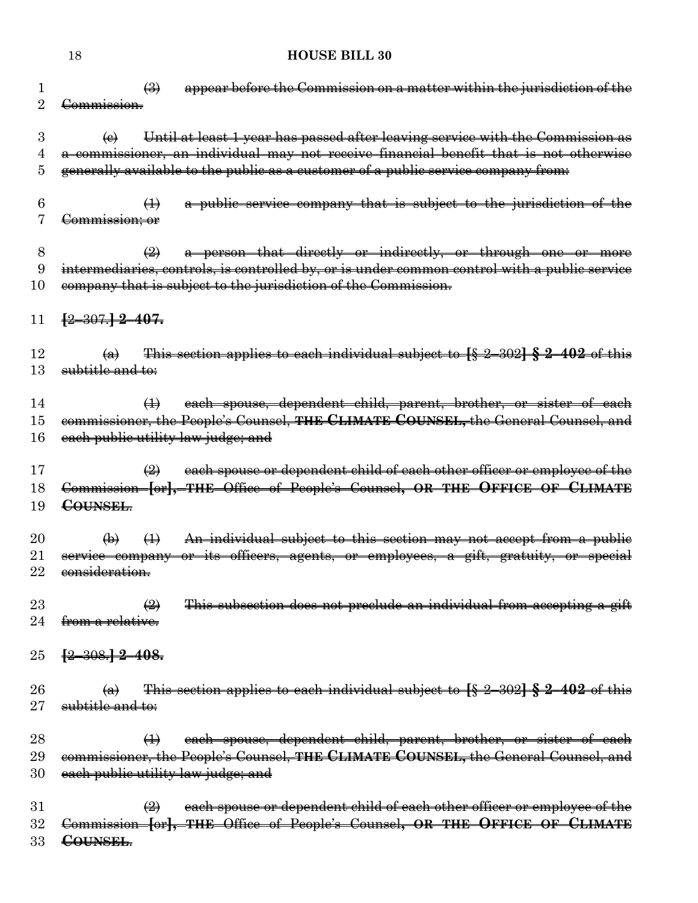(3) appear before the Commission on a matter within the jurisdiction of the Commission.

(c) Until at least 1 year has passed after leaving service with the Commission as a commissioner, an individual may not receive financial benefit that is not otherwise generally available to the public as a customer of a public service company from:

(1) a public service company that is subject to the jurisdiction of the Commission; or

(2) a person that directly or indirectly, or through one or more intermediaries, controls, is controlled by, or is under common control with a public service company that is subject to the jurisdiction of the Commission.

**[**2–307.**] 2–407.**

(a) This section applies to each individual subject to **[**§ 2–302**] § 2–402** of this subtitle and to:

(1) each spouse, dependent child, parent, brother, or sister of each commissioner, the People's Counsel, **THE CLIMATE COUNSEL,** the General Counsel, and each public utility law judge; and

(2) each spouse or dependent child of each other officer or employee of the Commission **[**or**], THE** Office of People's Counsel**, OR THE OFFICE OF CLIMATE COUNSEL**.

(b) (1) An individual subject to this section may not accept from a public service company or its officers, agents, or employees, a gift, gratuity, or special consideration.

(2) This subsection does not preclude an individual from accepting a gift from a relative.

**[**2–308.**] 2–408.**

(a) This section applies to each individual subject to **[**§ 2–302**] § 2–402** of this subtitle and to:

(1) each spouse, dependent child, parent, brother, or sister of each commissioner, the People's Counsel, **THE CLIMATE COUNSEL,** the General Counsel, and each public utility law judge; and

(2) each spouse or dependent child of each other officer or employee of the Commission **[**or**], THE** Office of People's Counsel**, OR THE OFFICE OF CLIMATE COUNSEL**.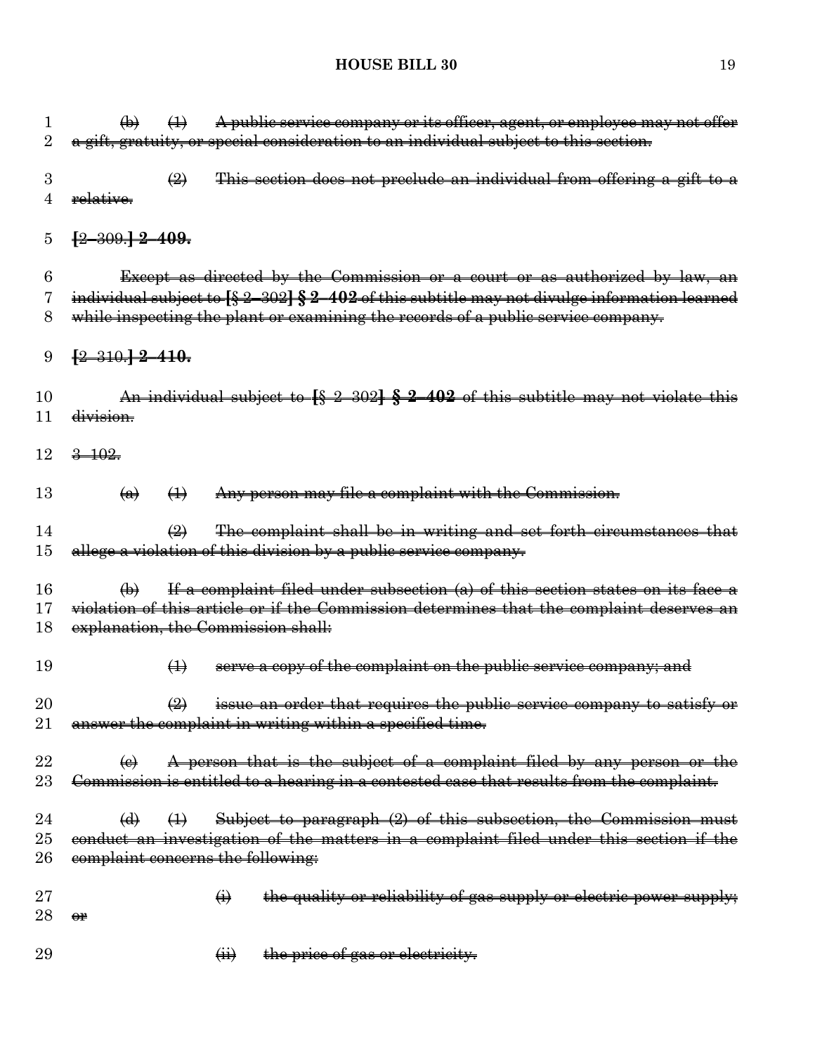(b) (1) A public service company or its officer, agent, or employee may not offer a gift, gratuity, or special consideration to an individual subject to this section.

(2) This section does not preclude an individual from offering a gift to a relative.

**[**2–309.**] 2–409.**

Except as directed by the Commission or a court or as authorized by law, an individual subject to **[**§ 2–302**] § 2–402** of this subtitle may not divulge information learned while inspecting the plant or examining the records of a public service company.

**[**2–310.**] 2–410.**

An individual subject to **[**§ 2–302**] § 2–402** of this subtitle may not violate this division.

3–102.

(a) (1) Any person may file a complaint with the Commission.

(2) The complaint shall be in writing and set forth circumstances that allege a violation of this division by a public service company.

(b) If a complaint filed under subsection (a) of this section states on its face a violation of this article or if the Commission determines that the complaint deserves an explanation, the Commission shall:

(1) serve a copy of the complaint on the public service company; and

(2) issue an order that requires the public service company to satisfy or answer the complaint in writing within a specified time.

(c) A person that is the subject of a complaint filed by any person or the Commission is entitled to a hearing in a contested case that results from the complaint.

(d) (1) Subject to paragraph (2) of this subsection, the Commission must conduct an investigation of the matters in a complaint filed under this section if the complaint concerns the following:

(i) the quality or reliability of gas supply or electric power supply; or

(ii) the price of gas or electricity.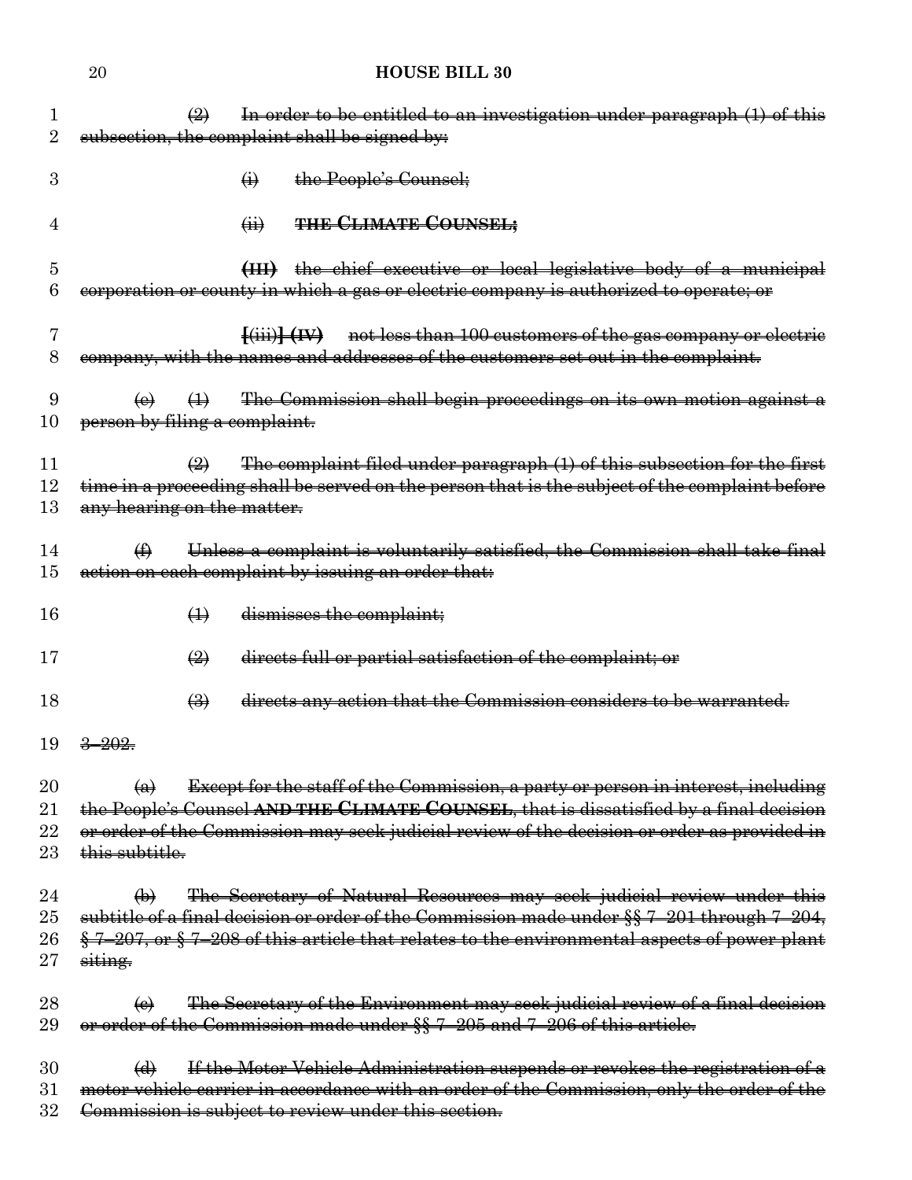(2) In order to be entitled to an investigation under paragraph (1) of this subsection, the complaint shall be signed by:

(i) the People's Counsel;

(ii) **THE CLIMATE COUNSEL;**

**(III)** the chief executive or local legislative body of a municipal corporation or county in which a gas or electric company is authorized to operate; or

**[**(iii)**] (IV)** not less than 100 customers of the gas company or electric company, with the names and addresses of the customers set out in the complaint.

(e) (1) The Commission shall begin proceedings on its own motion against a person by filing a complaint.

(2) The complaint filed under paragraph (1) of this subsection for the first time in a proceeding shall be served on the person that is the subject of the complaint before any hearing on the matter.

(f) Unless a complaint is voluntarily satisfied, the Commission shall take final action on each complaint by issuing an order that:

(1) dismisses the complaint;

(2) directs full or partial satisfaction of the complaint; or

(3) directs any action that the Commission considers to be warranted.

3–202.

(a) Except for the staff of the Commission, a party or person in interest, including the People's Counsel **AND THE CLIMATE COUNSEL**, that is dissatisfied by a final decision or order of the Commission may seek judicial review of the decision or order as provided in this subtitle.

(b) The Secretary of Natural Resources may seek judicial review under this subtitle of a final decision or order of the Commission made under §§ 7–201 through 7–204, § 7–207, or § 7–208 of this article that relates to the environmental aspects of power plant siting.

(c) The Secretary of the Environment may seek judicial review of a final decision or order of the Commission made under §§ 7–205 and 7–206 of this article.

(d) If the Motor Vehicle Administration suspends or revokes the registration of a motor vehicle carrier in accordance with an order of the Commission, only the order of the Commission is subject to review under this section.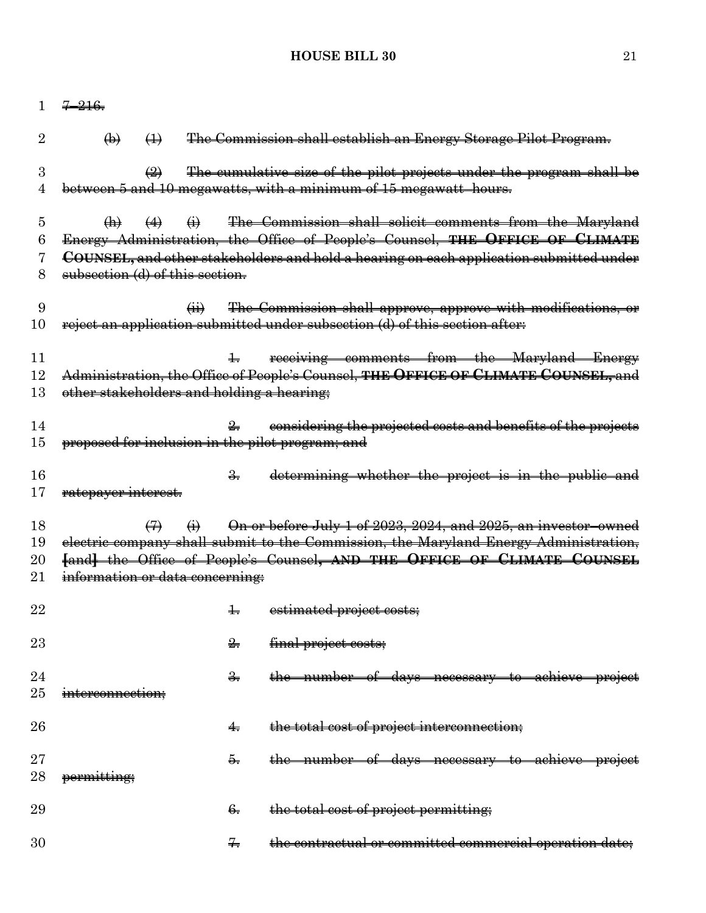~~7–216.~~

~~(b) (1) The Commission shall establish an Energy Storage Pilot Program.~~

~~(2) The cumulative size of the pilot projects under the program shall be between 5 and 10 megawatts, with a minimum of 15 megawatt–hours.~~

~~(h) (4) (i) The Commission shall solicit comments from the Maryland Energy Administration, the Office of People's Counsel,~~ ~~**THE OFFICE OF CLIMATE COUNSEL,**~~ ~~and other stakeholders and hold a hearing on each application submitted under subsection (d) of this section.~~

~~(ii) The Commission shall approve, approve with modifications, or reject an application submitted under subsection (d) of this section after:~~

~~1. receiving comments from the Maryland Energy Administration, the Office of People's Counsel,~~ ~~**THE OFFICE OF CLIMATE COUNSEL,**~~ ~~and other stakeholders and holding a hearing;~~

~~2. considering the projected costs and benefits of the projects proposed for inclusion in the pilot program; and~~

~~3. determining whether the project is in the public and ratepayer interest.~~

~~(7) (i) On or before July 1 of 2023, 2024, and 2025, an investor–owned electric company shall submit to the Commission, the Maryland Energy Administration, [and] the Office of People's Counsel~~~~**, AND THE OFFICE OF CLIMATE COUNSEL**~~ ~~information or data concerning:~~

~~1. estimated project costs;~~

~~2. final project costs;~~

~~3. the number of days necessary to achieve project interconnection;~~

~~4. the total cost of project interconnection;~~

~~5. the number of days necessary to achieve project permitting;~~

~~6. the total cost of project permitting;~~

~~7. the contractual or committed commercial operation date;~~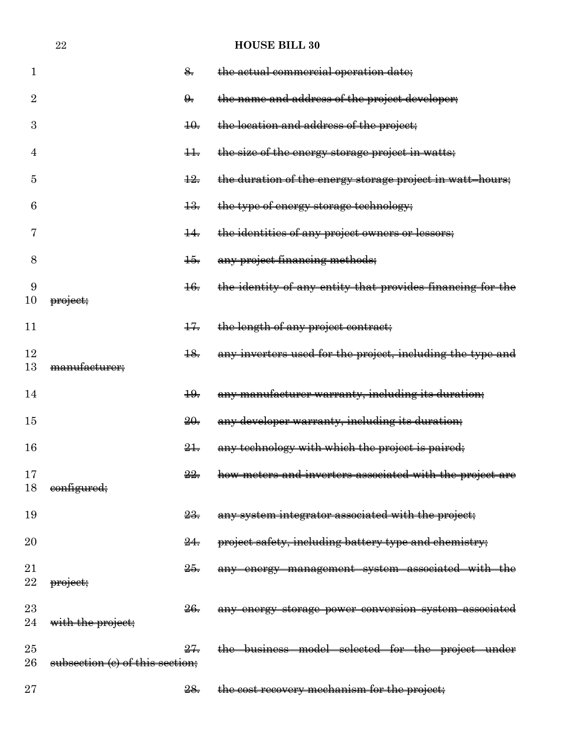~~8. the actual commercial operation date;~~

~~9. the name and address of the project developer;~~

~~10. the location and address of the project;~~

~~11. the size of the energy storage project in watts;~~

~~12. the duration of the energy storage project in watt–hours;~~

~~13. the type of energy storage technology;~~

~~14. the identities of any project owners or lessors;~~

~~15. any project financing methods;~~

~~16. the identity of any entity that provides financing for the project;~~

~~17. the length of any project contract;~~

~~18. any inverters used for the project, including the type and manufacturer;~~

~~19. any manufacturer warranty, including its duration;~~

~~20. any developer warranty, including its duration;~~

~~21. any technology with which the project is paired;~~

~~22. how meters and inverters associated with the project are configured;~~

~~23. any system integrator associated with the project;~~

~~24. project safety, including battery type and chemistry;~~

~~25. any energy management system associated with the project;~~

~~26. any energy storage power conversion system associated with the project;~~

~~27. the business model selected for the project under subsection (c) of this section;~~

~~28. the cost recovery mechanism for the project;~~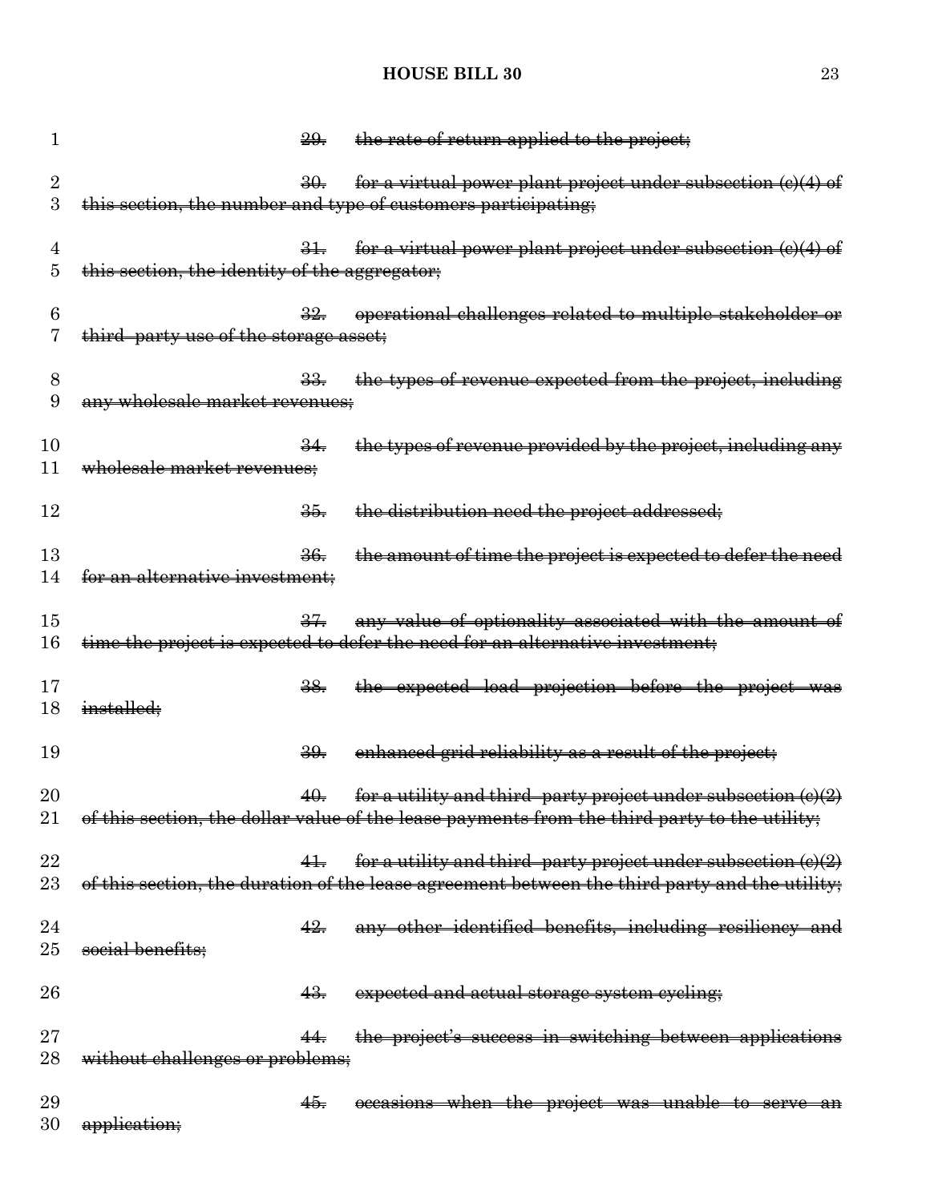~~29. the rate of return applied to the project;~~

~~30. for a virtual power plant project under subsection (c)(4) of this section, the number and type of customers participating;~~

~~31. for a virtual power plant project under subsection (c)(4) of this section, the identity of the aggregator;~~

~~32. operational challenges related to multiple stakeholder or third–party use of the storage asset;~~

~~33. the types of revenue expected from the project, including any wholesale market revenues;~~

~~34. the types of revenue provided by the project, including any wholesale market revenues;~~

~~35. the distribution need the project addressed;~~

~~36. the amount of time the project is expected to defer the need for an alternative investment;~~

~~37. any value of optionality associated with the amount of time the project is expected to defer the need for an alternative investment;~~

~~38. the expected load projection before the project was installed;~~

~~39. enhanced grid reliability as a result of the project;~~

~~40. for a utility and third–party project under subsection (c)(2) of this section, the dollar value of the lease payments from the third party to the utility;~~

~~41. for a utility and third–party project under subsection (c)(2) of this section, the duration of the lease agreement between the third party and the utility;~~

~~42. any other identified benefits, including resiliency and social benefits;~~

~~43. expected and actual storage system cycling;~~

~~44. the project's success in switching between applications without challenges or problems;~~

~~45. occasions when the project was unable to serve an application;~~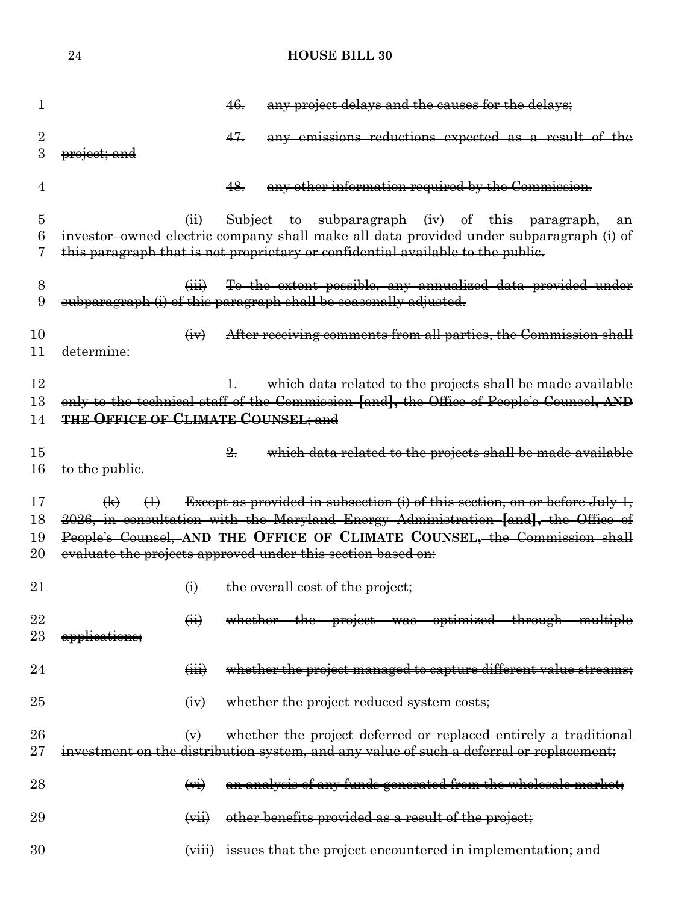46. any project delays and the causes for the delays;

47. any emissions reductions expected as a result of the project; and

48. any other information required by the Commission.

(ii) Subject to subparagraph (iv) of this paragraph, an investor–owned electric company shall make all data provided under subparagraph (i) of this paragraph that is not proprietary or confidential available to the public.

(iii) To the extent possible, any annualized data provided under subparagraph (i) of this paragraph shall be seasonally adjusted.

(iv) After receiving comments from all parties, the Commission shall determine:

1. which data related to the projects shall be made available only to the technical staff of the Commission [and], the Office of People's Counsel, **AND THE OFFICE OF CLIMATE COUNSEL**; and

2. which data related to the projects shall be made available to the public.

(k) (1) Except as provided in subsection (i) of this section, on or before July 1, 2026, in consultation with the Maryland Energy Administration [and], the Office of People's Counsel, **AND THE OFFICE OF CLIMATE COUNSEL,** the Commission shall evaluate the projects approved under this section based on:

(i) the overall cost of the project;

(ii) whether the project was optimized through multiple applications;

(iii) whether the project managed to capture different value streams;

(iv) whether the project reduced system costs;

(v) whether the project deferred or replaced entirely a traditional investment on the distribution system, and any value of such a deferral or replacement;

(vi) an analysis of any funds generated from the wholesale market;

(vii) other benefits provided as a result of the project;

(viii) issues that the project encountered in implementation; and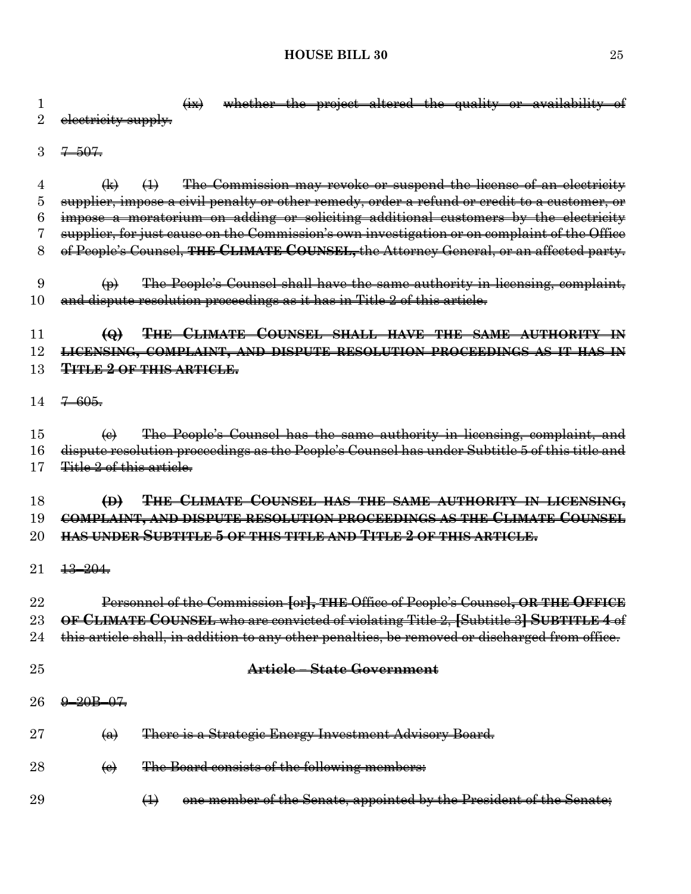(ix) whether the project altered the quality or availability of electricity supply.

7–507.

(k) (1) The Commission may revoke or suspend the license of an electricity supplier, impose a civil penalty or other remedy, order a refund or credit to a customer, or impose a moratorium on adding or soliciting additional customers by the electricity supplier, for just cause on the Commission's own investigation or on complaint of the Office of People's Counsel, **THE CLIMATE COUNSEL,** the Attorney General, or an affected party.

(p) The People's Counsel shall have the same authority in licensing, complaint, and dispute resolution proceedings as it has in Title 2 of this article.

**(Q) THE CLIMATE COUNSEL SHALL HAVE THE SAME AUTHORITY IN LICENSING, COMPLAINT, AND DISPUTE RESOLUTION PROCEEDINGS AS IT HAS IN TITLE 2 OF THIS ARTICLE.**

7–605.

(c) The People's Counsel has the same authority in licensing, complaint, and dispute resolution proceedings as the People's Counsel has under Subtitle 5 of this title and Title 2 of this article.

**(D) THE CLIMATE COUNSEL HAS THE SAME AUTHORITY IN LICENSING, COMPLAINT, AND DISPUTE RESOLUTION PROCEEDINGS AS THE CLIMATE COUNSEL HAS UNDER SUBTITLE 5 OF THIS TITLE AND TITLE 2 OF THIS ARTICLE.**

13–204.

Personnel of the Commission [or]**, THE** Office of People's Counsel**, OR THE OFFICE OF CLIMATE COUNSEL** who are convicted of violating Title 2, [Subtitle 3] **SUBTITLE 4** of this article shall, in addition to any other penalties, be removed or discharged from office.

**Article – State Government**

9–20B–07.

(a) There is a Strategic Energy Investment Advisory Board.

(c) The Board consists of the following members:

(1) one member of the Senate, appointed by the President of the Senate;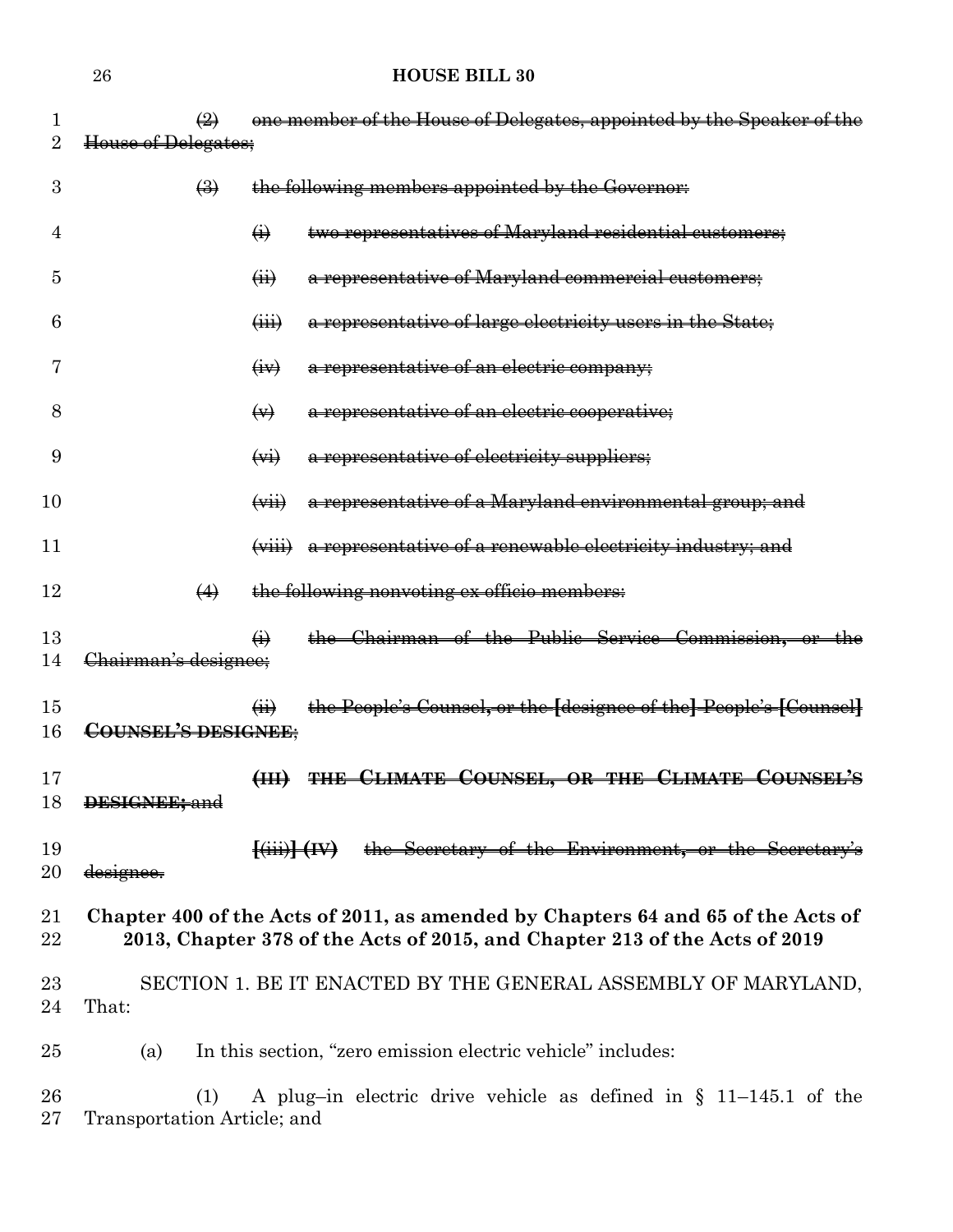~~(2) one member of the House of Delegates, appointed by the Speaker of the House of Delegates;~~

~~(3) the following members appointed by the Governor:~~

~~(i) two representatives of Maryland residential customers;~~

~~(ii) a representative of Maryland commercial customers;~~

~~(iii) a representative of large electricity users in the State;~~

~~(iv) a representative of an electric company;~~

~~(v) a representative of an electric cooperative;~~

~~(vi) a representative of electricity suppliers;~~

~~(vii) a representative of a Maryland environmental group; and~~

~~(viii) a representative of a renewable electricity industry; and~~

~~(4) the following nonvoting ex officio members:~~

~~(i) the Chairman of the Public Service Commission, or the Chairman's designee;~~

~~(ii) the People's Counsel, or the [designee of the] People's [Counsel] **COUNSEL'S DESIGNEE**;~~

~~**(III) THE CLIMATE COUNSEL, OR THE CLIMATE COUNSEL'S DESIGNEE;** and~~

~~[(iii)] **(IV)** the Secretary of the Environment, or the Secretary's designee.~~

**Chapter 400 of the Acts of 2011, as amended by Chapters 64 and 65 of the Acts of 2013, Chapter 378 of the Acts of 2015, and Chapter 213 of the Acts of 2019**

SECTION 1. BE IT ENACTED BY THE GENERAL ASSEMBLY OF MARYLAND, That:

(a) In this section, "zero emission electric vehicle" includes:

(1) A plug–in electric drive vehicle as defined in § 11–145.1 of the Transportation Article; and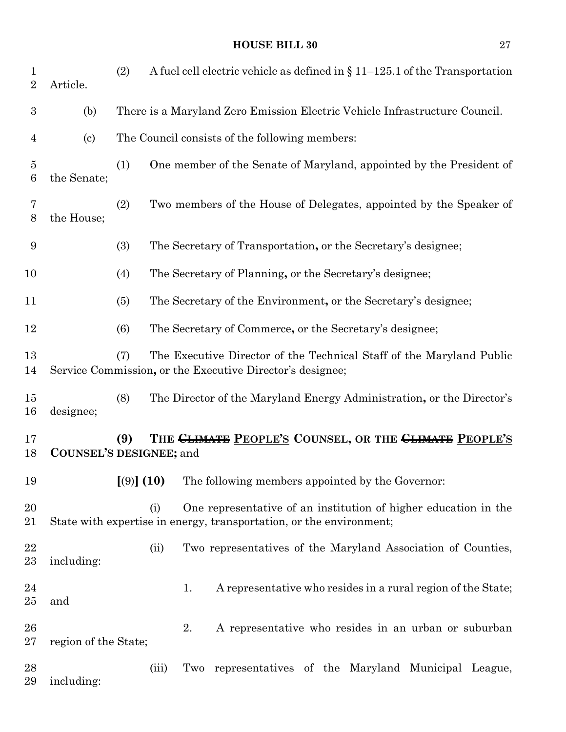(2) A fuel cell electric vehicle as defined in § 11–125.1 of the Transportation Article.

(b) There is a Maryland Zero Emission Electric Vehicle Infrastructure Council.

(c) The Council consists of the following members:

(1) One member of the Senate of Maryland, appointed by the President of the Senate;

(2) Two members of the House of Delegates, appointed by the Speaker of the House;

(3) The Secretary of Transportation**,** or the Secretary's designee;

(4) The Secretary of Planning**,** or the Secretary's designee;

(5) The Secretary of the Environment**,** or the Secretary's designee;

(6) The Secretary of Commerce**,** or the Secretary's designee;

(7) The Executive Director of the Technical Staff of the Maryland Public Service Commission**,** or the Executive Director's designee;

(8) The Director of the Maryland Energy Administration**,** or the Director's designee;

**(9) THE ~~CLIMATE~~ PEOPLE'S COUNSEL, OR THE ~~CLIMATE~~ PEOPLE'S COUNSEL'S DESIGNEE;** and

**[**(9)**] (10)** The following members appointed by the Governor:

(i) One representative of an institution of higher education in the State with expertise in energy, transportation, or the environment;

(ii) Two representatives of the Maryland Association of Counties, including:

1. A representative who resides in a rural region of the State; and

2. A representative who resides in an urban or suburban region of the State;

(iii) Two representatives of the Maryland Municipal League, including: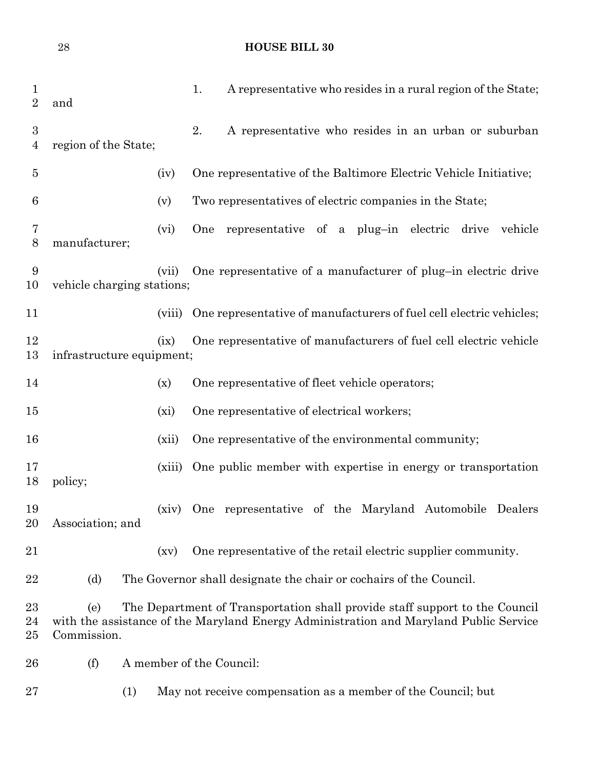1. A representative who resides in a rural region of the State; and

2. A representative who resides in an urban or suburban region of the State;

(iv) One representative of the Baltimore Electric Vehicle Initiative;

(v) Two representatives of electric companies in the State;

(vi) One representative of a plug–in electric drive vehicle manufacturer;

(vii) One representative of a manufacturer of plug–in electric drive vehicle charging stations;

(viii) One representative of manufacturers of fuel cell electric vehicles;

(ix) One representative of manufacturers of fuel cell electric vehicle infrastructure equipment;

(x) One representative of fleet vehicle operators;

(xi) One representative of electrical workers;

(xii) One representative of the environmental community;

(xiii) One public member with expertise in energy or transportation policy;

(xiv) One representative of the Maryland Automobile Dealers Association; and

(xv) One representative of the retail electric supplier community.

(d) The Governor shall designate the chair or cochairs of the Council.

(e) The Department of Transportation shall provide staff support to the Council with the assistance of the Maryland Energy Administration and Maryland Public Service Commission.

(f) A member of the Council:

(1) May not receive compensation as a member of the Council; but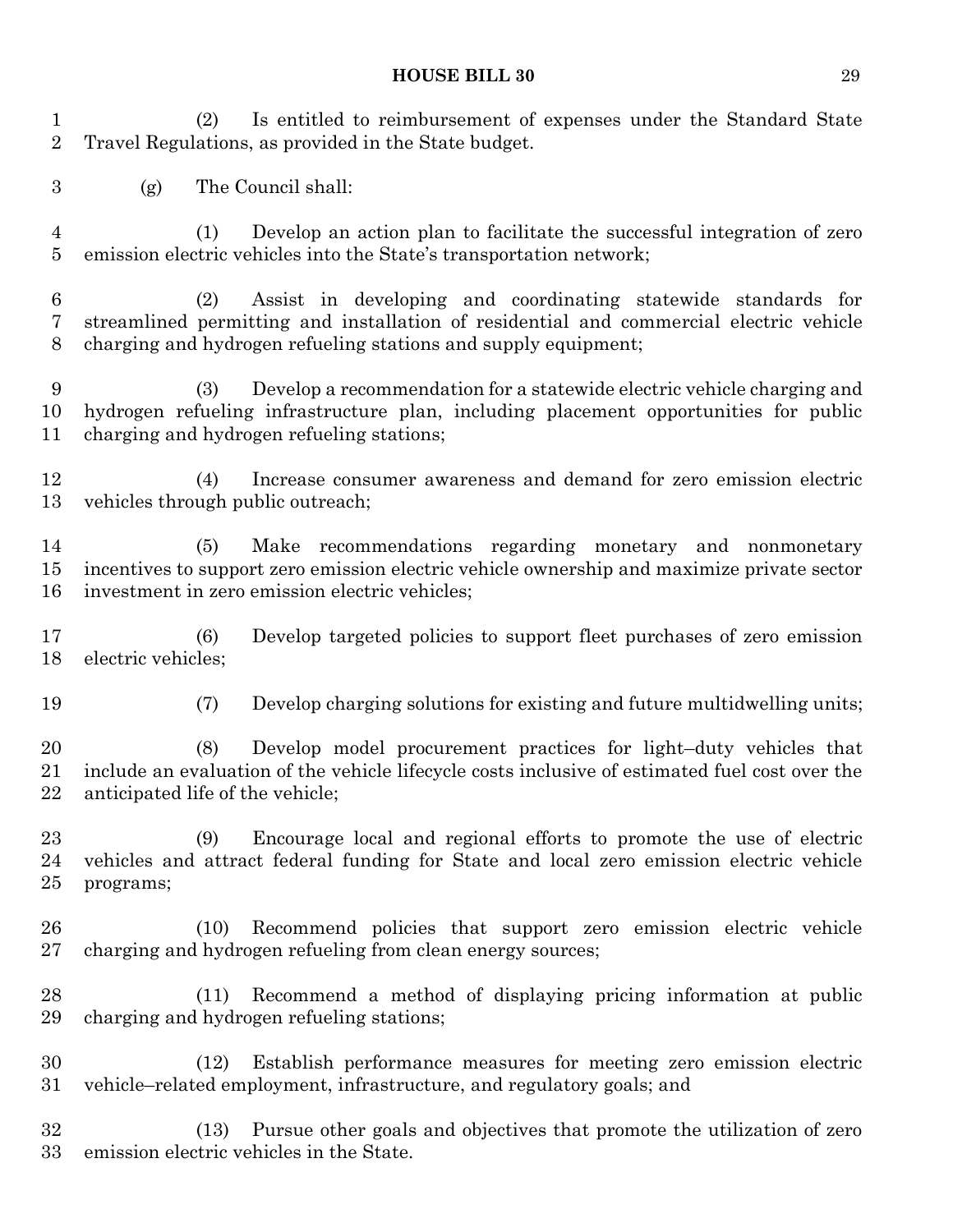(2) Is entitled to reimbursement of expenses under the Standard State Travel Regulations, as provided in the State budget.

(g) The Council shall:

(1) Develop an action plan to facilitate the successful integration of zero emission electric vehicles into the State's transportation network;

(2) Assist in developing and coordinating statewide standards for streamlined permitting and installation of residential and commercial electric vehicle charging and hydrogen refueling stations and supply equipment;

(3) Develop a recommendation for a statewide electric vehicle charging and hydrogen refueling infrastructure plan, including placement opportunities for public charging and hydrogen refueling stations;

(4) Increase consumer awareness and demand for zero emission electric vehicles through public outreach;

(5) Make recommendations regarding monetary and nonmonetary incentives to support zero emission electric vehicle ownership and maximize private sector investment in zero emission electric vehicles;

(6) Develop targeted policies to support fleet purchases of zero emission electric vehicles;

(7) Develop charging solutions for existing and future multidwelling units;

(8) Develop model procurement practices for light–duty vehicles that include an evaluation of the vehicle lifecycle costs inclusive of estimated fuel cost over the anticipated life of the vehicle;

(9) Encourage local and regional efforts to promote the use of electric vehicles and attract federal funding for State and local zero emission electric vehicle programs;

(10) Recommend policies that support zero emission electric vehicle charging and hydrogen refueling from clean energy sources;

(11) Recommend a method of displaying pricing information at public charging and hydrogen refueling stations;

(12) Establish performance measures for meeting zero emission electric vehicle–related employment, infrastructure, and regulatory goals; and

(13) Pursue other goals and objectives that promote the utilization of zero emission electric vehicles in the State.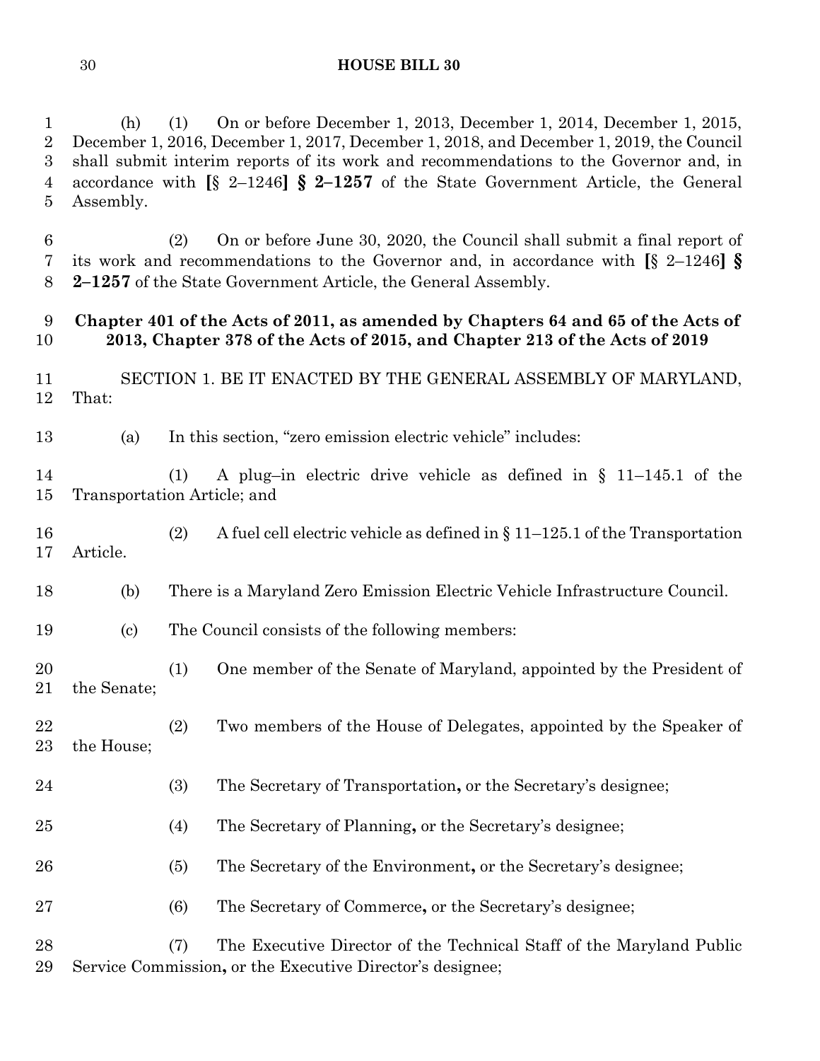(h) (1) On or before December 1, 2013, December 1, 2014, December 1, 2015, December 1, 2016, December 1, 2017, December 1, 2018, and December 1, 2019, the Council shall submit interim reports of its work and recommendations to the Governor and, in accordance with [§ 2–1246] **§ 2–1257** of the State Government Article, the General Assembly.

(2) On or before June 30, 2020, the Council shall submit a final report of its work and recommendations to the Governor and, in accordance with [§ 2–1246] **§ 2–1257** of the State Government Article, the General Assembly.

**Chapter 401 of the Acts of 2011, as amended by Chapters 64 and 65 of the Acts of 2013, Chapter 378 of the Acts of 2015, and Chapter 213 of the Acts of 2019**

SECTION 1. BE IT ENACTED BY THE GENERAL ASSEMBLY OF MARYLAND, That:

(a) In this section, "zero emission electric vehicle" includes:

(1) A plug–in electric drive vehicle as defined in § 11–145.1 of the Transportation Article; and

(2) A fuel cell electric vehicle as defined in § 11–125.1 of the Transportation Article.

(b) There is a Maryland Zero Emission Electric Vehicle Infrastructure Council.

(c) The Council consists of the following members:

(1) One member of the Senate of Maryland, appointed by the President of the Senate;

(2) Two members of the House of Delegates, appointed by the Speaker of the House;

(3) The Secretary of Transportation**,** or the Secretary's designee;

(4) The Secretary of Planning**,** or the Secretary's designee;

(5) The Secretary of the Environment**,** or the Secretary's designee;

(6) The Secretary of Commerce**,** or the Secretary's designee;

(7) The Executive Director of the Technical Staff of the Maryland Public Service Commission**,** or the Executive Director's designee;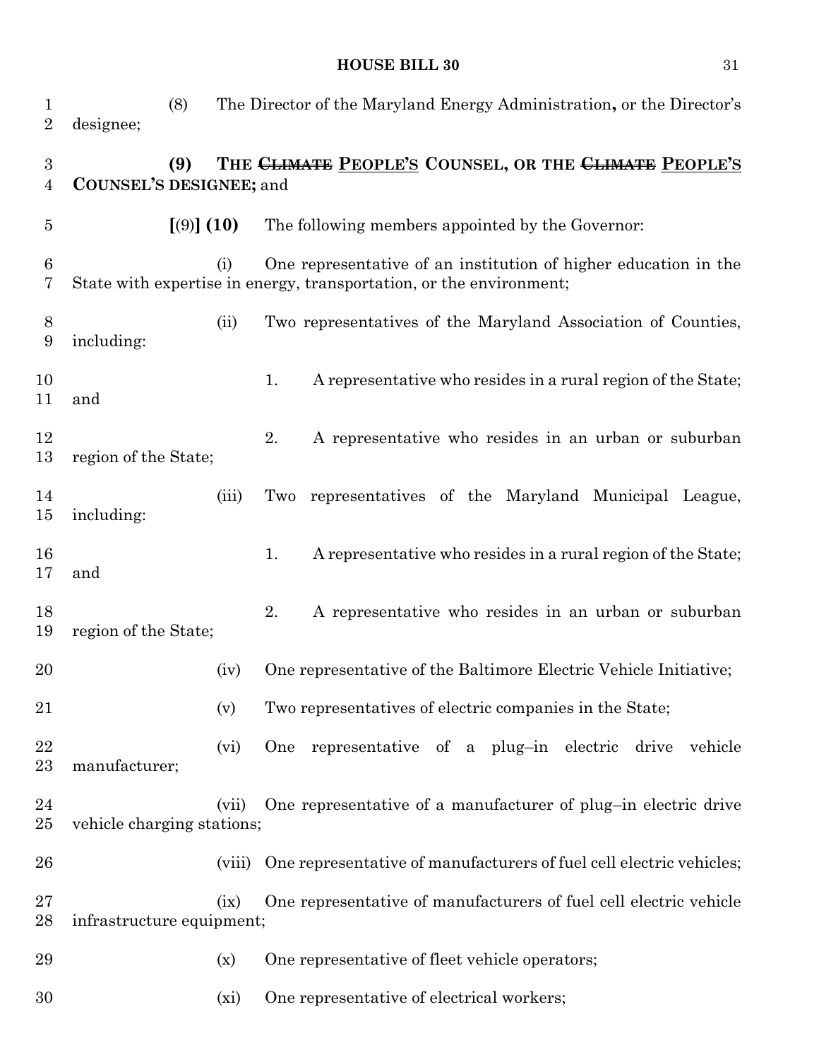(8) The Director of the Maryland Energy Administration**,** or the Director's designee;

**(9) THE ~~CLIMATE~~ PEOPLE'S COUNSEL, OR THE ~~CLIMATE~~ PEOPLE'S COUNSEL'S DESIGNEE;** and

**[**(9)**] (10)** The following members appointed by the Governor:

(i) One representative of an institution of higher education in the State with expertise in energy, transportation, or the environment;

(ii) Two representatives of the Maryland Association of Counties, including:

1. A representative who resides in a rural region of the State; and

2. A representative who resides in an urban or suburban region of the State;

(iii) Two representatives of the Maryland Municipal League, including:

1. A representative who resides in a rural region of the State; and

2. A representative who resides in an urban or suburban region of the State;

(iv) One representative of the Baltimore Electric Vehicle Initiative;

(v) Two representatives of electric companies in the State;

(vi) One representative of a plug–in electric drive vehicle manufacturer;

(vii) One representative of a manufacturer of plug–in electric drive vehicle charging stations;

(viii) One representative of manufacturers of fuel cell electric vehicles;

(ix) One representative of manufacturers of fuel cell electric vehicle infrastructure equipment;

(x) One representative of fleet vehicle operators;

(xi) One representative of electrical workers;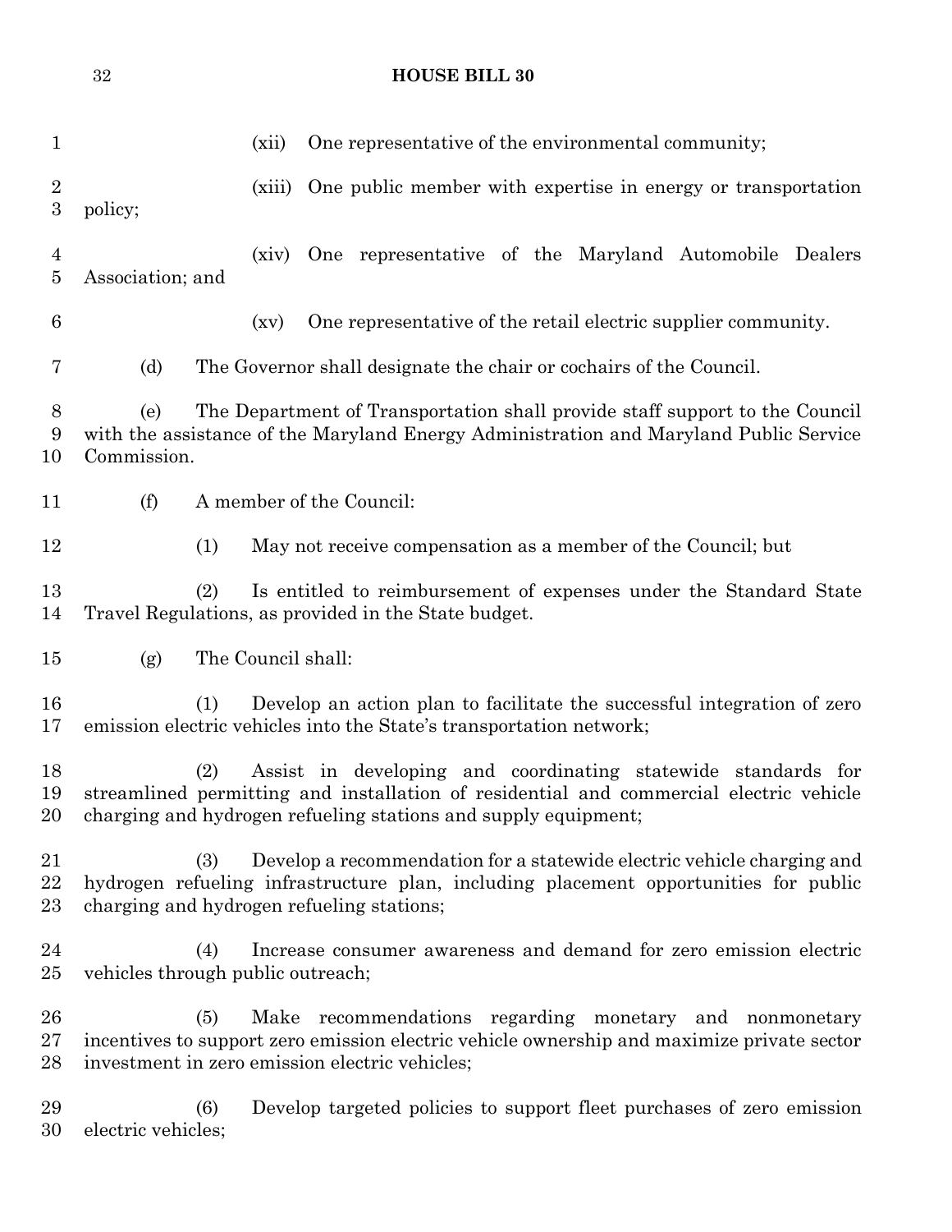(xii) One representative of the environmental community;

(xiii) One public member with expertise in energy or transportation policy;

(xiv) One representative of the Maryland Automobile Dealers Association; and

(xv) One representative of the retail electric supplier community.

(d) The Governor shall designate the chair or cochairs of the Council.

(e) The Department of Transportation shall provide staff support to the Council with the assistance of the Maryland Energy Administration and Maryland Public Service Commission.

(f) A member of the Council:

(1) May not receive compensation as a member of the Council; but

(2) Is entitled to reimbursement of expenses under the Standard State Travel Regulations, as provided in the State budget.

(g) The Council shall:

(1) Develop an action plan to facilitate the successful integration of zero emission electric vehicles into the State's transportation network;

(2) Assist in developing and coordinating statewide standards for streamlined permitting and installation of residential and commercial electric vehicle charging and hydrogen refueling stations and supply equipment;

(3) Develop a recommendation for a statewide electric vehicle charging and hydrogen refueling infrastructure plan, including placement opportunities for public charging and hydrogen refueling stations;

(4) Increase consumer awareness and demand for zero emission electric vehicles through public outreach;

(5) Make recommendations regarding monetary and nonmonetary incentives to support zero emission electric vehicle ownership and maximize private sector investment in zero emission electric vehicles;

(6) Develop targeted policies to support fleet purchases of zero emission electric vehicles;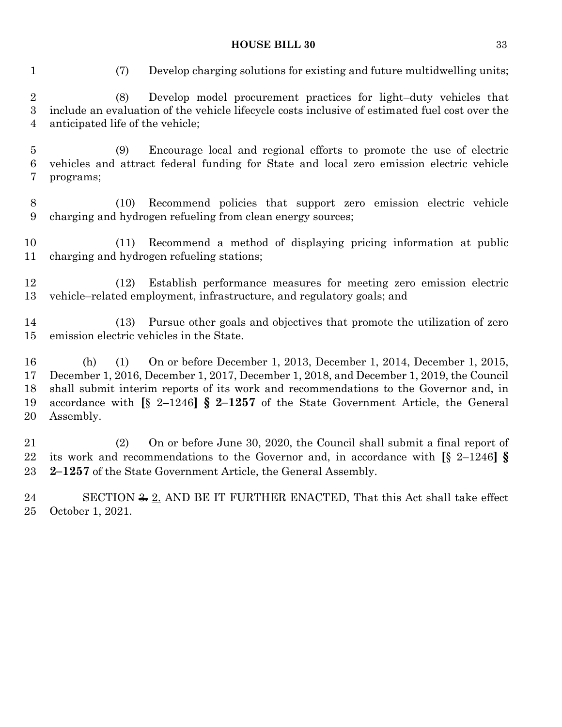(7) Develop charging solutions for existing and future multidwelling units;

(8) Develop model procurement practices for light–duty vehicles that include an evaluation of the vehicle lifecycle costs inclusive of estimated fuel cost over the anticipated life of the vehicle;

(9) Encourage local and regional efforts to promote the use of electric vehicles and attract federal funding for State and local zero emission electric vehicle programs;

(10) Recommend policies that support zero emission electric vehicle charging and hydrogen refueling from clean energy sources;

(11) Recommend a method of displaying pricing information at public charging and hydrogen refueling stations;

(12) Establish performance measures for meeting zero emission electric vehicle–related employment, infrastructure, and regulatory goals; and

(13) Pursue other goals and objectives that promote the utilization of zero emission electric vehicles in the State.

(h) (1) On or before December 1, 2013, December 1, 2014, December 1, 2015, December 1, 2016, December 1, 2017, December 1, 2018, and December 1, 2019, the Council shall submit interim reports of its work and recommendations to the Governor and, in accordance with [§ 2–1246] **§ 2–1257** of the State Government Article, the General Assembly.

(2) On or before June 30, 2020, the Council shall submit a final report of its work and recommendations to the Governor and, in accordance with [§ 2–1246] **§ 2–1257** of the State Government Article, the General Assembly.

SECTION ~~3.~~ 2. AND BE IT FURTHER ENACTED, That this Act shall take effect October 1, 2021.